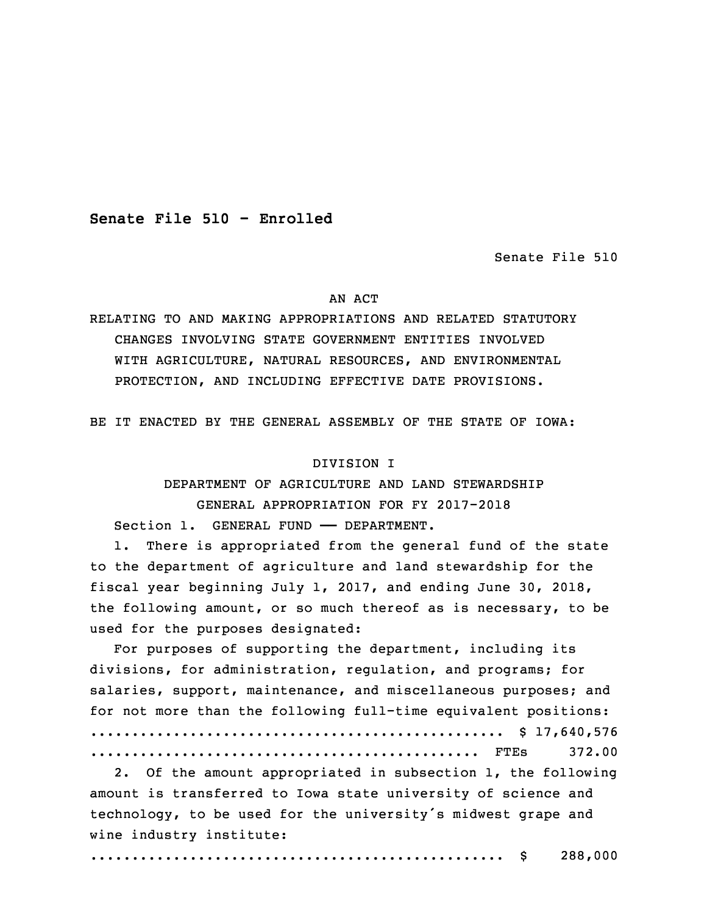**Senate File 510 - Enrolled**

Senate File 510

AN ACT

RELATING TO AND MAKING APPROPRIATIONS AND RELATED STATUTORY CHANGES INVOLVING STATE GOVERNMENT ENTITIES INVOLVED WITH AGRICULTURE, NATURAL RESOURCES, AND ENVIRONMENTAL PROTECTION, AND INCLUDING EFFECTIVE DATE PROVISIONS.

BE IT ENACTED BY THE GENERAL ASSEMBLY OF THE STATE OF IOWA:

DIVISION I

DEPARTMENT OF AGRICULTURE AND LAND STEWARDSHIP

GENERAL APPROPRIATION FOR FY 2017-2018

Section 1. GENERAL FUND —— DEPARTMENT.

1. There is appropriated from the general fund of the state to the department of agriculture and land stewardship for the fiscal year beginning July 1, 2017, and ending June 30, 2018, the following amount, or so much thereof as is necessary, to be used for the purposes designated:

For purposes of supporting the department, including its divisions, for administration, regulation, and programs; for salaries, support, maintenance, and miscellaneous purposes; and for not more than the following full-time equivalent positions:

.................................................. $ 17,640,576

.............................................. FTEs 372.00

2. Of the amount appropriated in subsection 1, the following amount is transferred to Iowa state university of science and technology, to be used for the university's midwest grape and wine industry institute:

.................................................. $ 288,000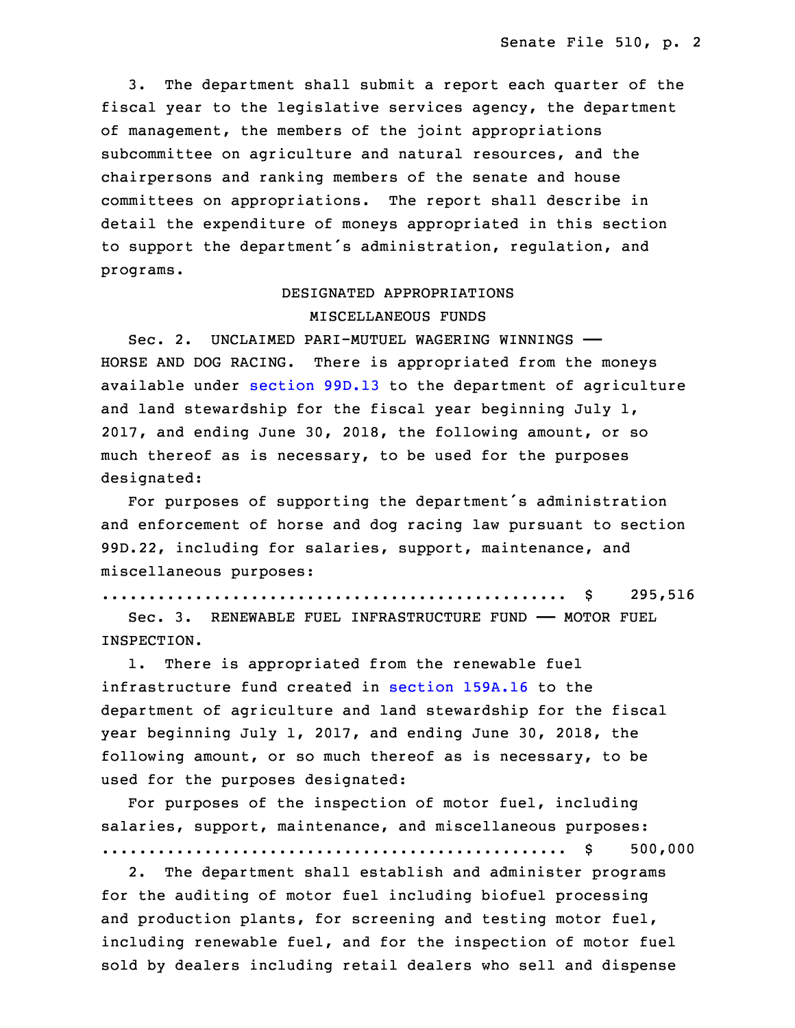3. The department shall submit a report each quarter of the fiscal year to the legislative services agency, the department of management, the members of the joint appropriations subcommittee on agriculture and natural resources, and the chairpersons and ranking members of the senate and house committees on appropriations. The report shall describe in detail the expenditure of moneys appropriated in this section to support the department's administration, regulation, and programs.

DESIGNATED APPROPRIATIONS

MISCELLANEOUS FUNDS

Sec. 2. UNCLAIMED PARI-MUTUEL WAGERING WINNINGS —— HORSE AND DOG RACING. There is appropriated from the moneys available under section 99D.13 to the department of agriculture and land stewardship for the fiscal year beginning July 1, 2017, and ending June 30, 2018, the following amount, or so much thereof as is necessary, to be used for the purposes designated:

For purposes of supporting the department's administration and enforcement of horse and dog racing law pursuant to section 99D.22, including for salaries, support, maintenance, and miscellaneous purposes:

.................................................. $ 295,516

Sec. 3. RENEWABLE FUEL INFRASTRUCTURE FUND —— MOTOR FUEL INSPECTION.

1. There is appropriated from the renewable fuel infrastructure fund created in section 159A.16 to the department of agriculture and land stewardship for the fiscal year beginning July 1, 2017, and ending June 30, 2018, the following amount, or so much thereof as is necessary, to be used for the purposes designated:

For purposes of the inspection of motor fuel, including salaries, support, maintenance, and miscellaneous purposes:

.................................................. $ 500,000

2. The department shall establish and administer programs for the auditing of motor fuel including biofuel processing and production plants, for screening and testing motor fuel, including renewable fuel, and for the inspection of motor fuel sold by dealers including retail dealers who sell and dispense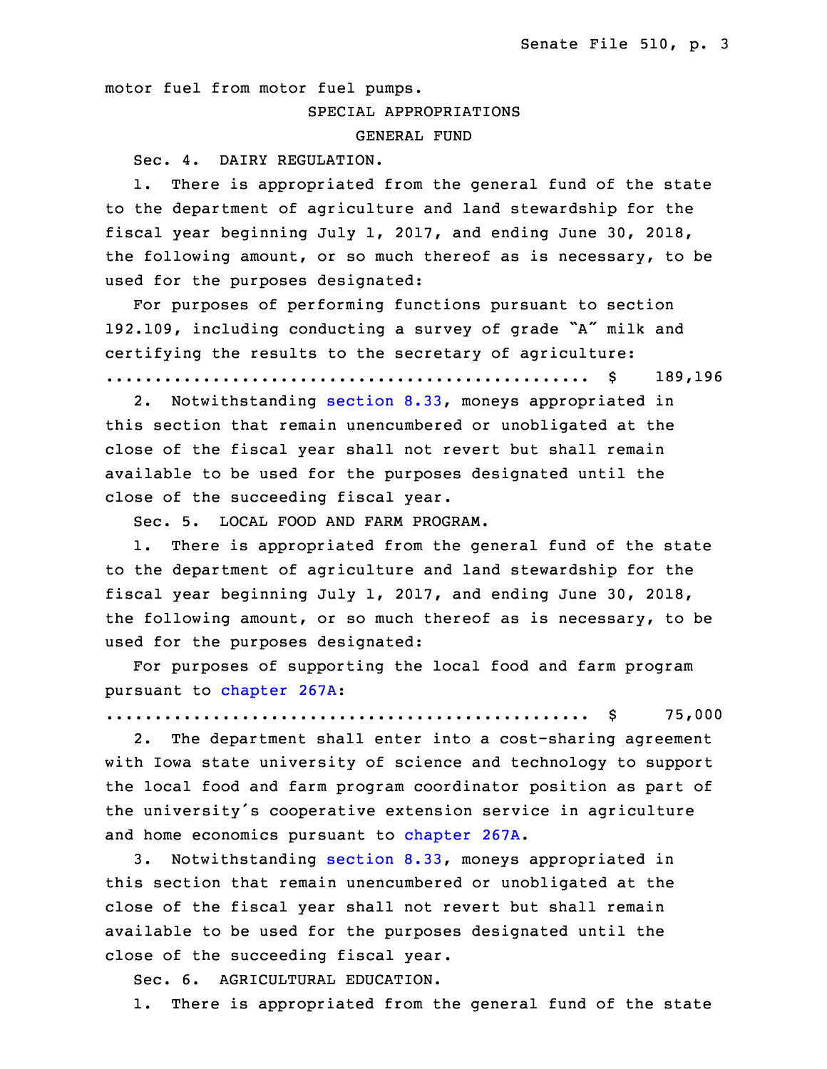motor fuel from motor fuel pumps.

SPECIAL APPROPRIATIONS

GENERAL FUND

Sec. 4. DAIRY REGULATION.

1. There is appropriated from the general fund of the state to the department of agriculture and land stewardship for the fiscal year beginning July 1, 2017, and ending June 30, 2018, the following amount, or so much thereof as is necessary, to be used for the purposes designated:

For purposes of performing functions pursuant to section 192.109, including conducting a survey of grade "A" milk and certifying the results to the secretary of agriculture:

.................................................. $ 189,196

2. Notwithstanding section 8.33, moneys appropriated in this section that remain unencumbered or unobligated at the close of the fiscal year shall not revert but shall remain available to be used for the purposes designated until the close of the succeeding fiscal year.

Sec. 5. LOCAL FOOD AND FARM PROGRAM.

1. There is appropriated from the general fund of the state to the department of agriculture and land stewardship for the fiscal year beginning July 1, 2017, and ending June 30, 2018, the following amount, or so much thereof as is necessary, to be used for the purposes designated:

For purposes of supporting the local food and farm program pursuant to chapter 267A:

.................................................. $ 75,000

2. The department shall enter into a cost-sharing agreement with Iowa state university of science and technology to support the local food and farm program coordinator position as part of the university's cooperative extension service in agriculture and home economics pursuant to chapter 267A.

3. Notwithstanding section 8.33, moneys appropriated in this section that remain unencumbered or unobligated at the close of the fiscal year shall not revert but shall remain available to be used for the purposes designated until the close of the succeeding fiscal year.

Sec. 6. AGRICULTURAL EDUCATION.

1. There is appropriated from the general fund of the state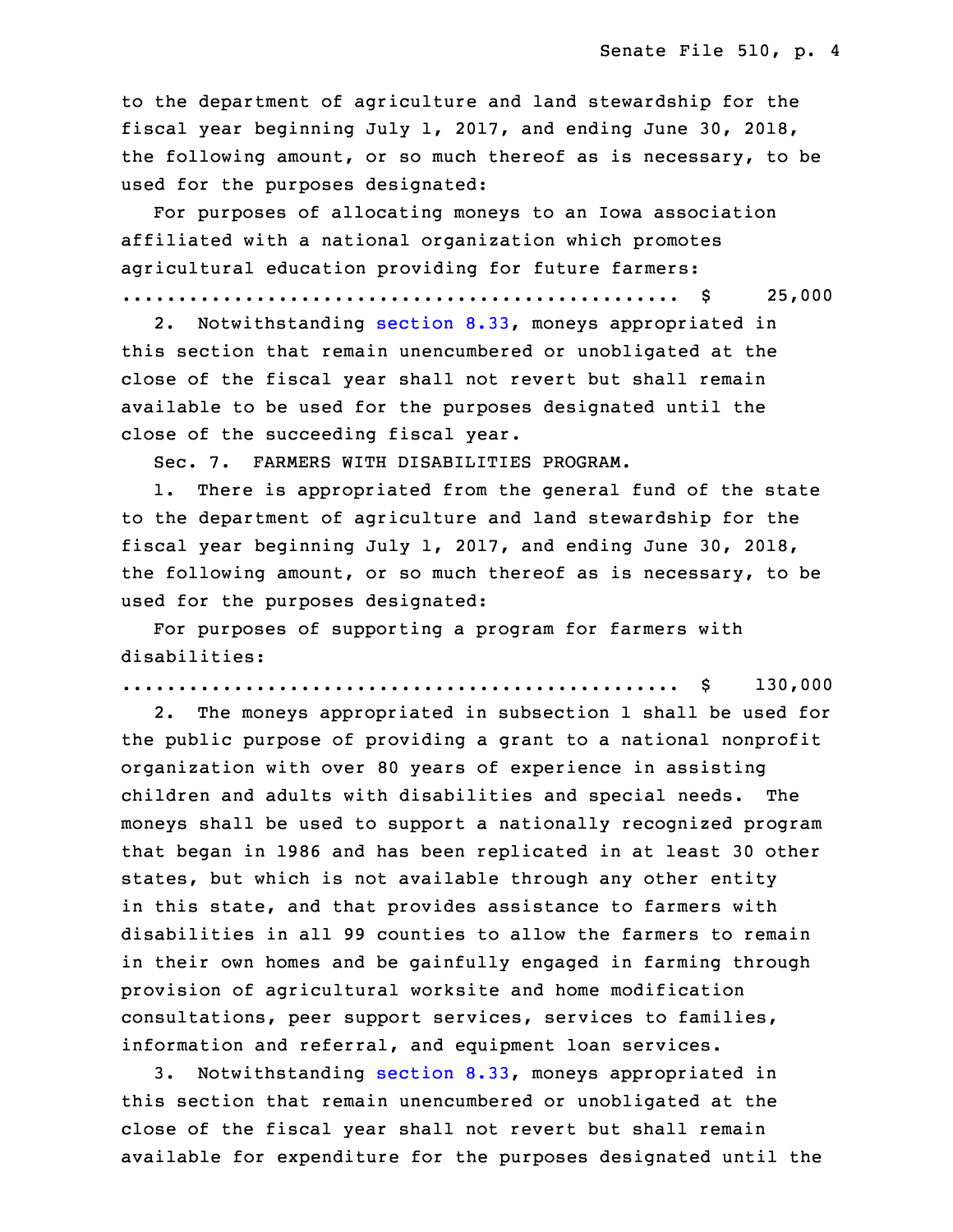to the department of agriculture and land stewardship for the fiscal year beginning July 1, 2017, and ending June 30, 2018, the following amount, or so much thereof as is necessary, to be used for the purposes designated:

For purposes of allocating moneys to an Iowa association affiliated with a national organization which promotes agricultural education providing for future farmers:

.................................................. $ 25,000

2. Notwithstanding section 8.33, moneys appropriated in this section that remain unencumbered or unobligated at the close of the fiscal year shall not revert but shall remain available to be used for the purposes designated until the close of the succeeding fiscal year.

Sec. 7. FARMERS WITH DISABILITIES PROGRAM.

1. There is appropriated from the general fund of the state to the department of agriculture and land stewardship for the fiscal year beginning July 1, 2017, and ending June 30, 2018, the following amount, or so much thereof as is necessary, to be used for the purposes designated:

For purposes of supporting a program for farmers with disabilities:

.................................................. $ 130,000

2. The moneys appropriated in subsection 1 shall be used for the public purpose of providing a grant to a national nonprofit organization with over 80 years of experience in assisting children and adults with disabilities and special needs. The moneys shall be used to support a nationally recognized program that began in 1986 and has been replicated in at least 30 other states, but which is not available through any other entity in this state, and that provides assistance to farmers with disabilities in all 99 counties to allow the farmers to remain in their own homes and be gainfully engaged in farming through provision of agricultural worksite and home modification consultations, peer support services, services to families, information and referral, and equipment loan services.

3. Notwithstanding section 8.33, moneys appropriated in this section that remain unencumbered or unobligated at the close of the fiscal year shall not revert but shall remain available for expenditure for the purposes designated until the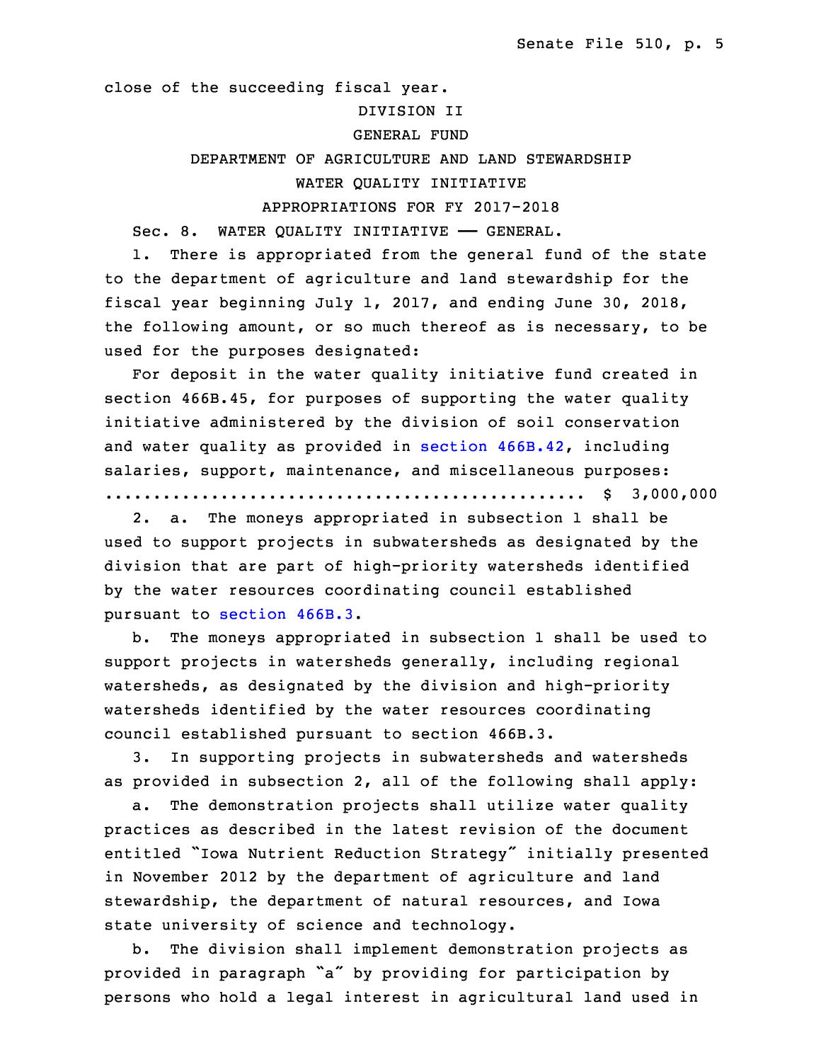close of the succeeding fiscal year.

DIVISION II

GENERAL FUND

DEPARTMENT OF AGRICULTURE AND LAND STEWARDSHIP

WATER QUALITY INITIATIVE

APPROPRIATIONS FOR FY 2017-2018

Sec. 8. WATER QUALITY INITIATIVE —— GENERAL.

1. There is appropriated from the general fund of the state to the department of agriculture and land stewardship for the fiscal year beginning July 1, 2017, and ending June 30, 2018, the following amount, or so much thereof as is necessary, to be used for the purposes designated:

For deposit in the water quality initiative fund created in section 466B.45, for purposes of supporting the water quality initiative administered by the division of soil conservation and water quality as provided in section 466B.42, including salaries, support, maintenance, and miscellaneous purposes:
.................................................. $ 3,000,000

2. a. The moneys appropriated in subsection 1 shall be used to support projects in subwatersheds as designated by the division that are part of high-priority watersheds identified by the water resources coordinating council established pursuant to section 466B.3.

b. The moneys appropriated in subsection 1 shall be used to support projects in watersheds generally, including regional watersheds, as designated by the division and high-priority watersheds identified by the water resources coordinating council established pursuant to section 466B.3.

3. In supporting projects in subwatersheds and watersheds as provided in subsection 2, all of the following shall apply:

a. The demonstration projects shall utilize water quality practices as described in the latest revision of the document entitled "Iowa Nutrient Reduction Strategy" initially presented in November 2012 by the department of agriculture and land stewardship, the department of natural resources, and Iowa state university of science and technology.

b. The division shall implement demonstration projects as provided in paragraph "a" by providing for participation by persons who hold a legal interest in agricultural land used in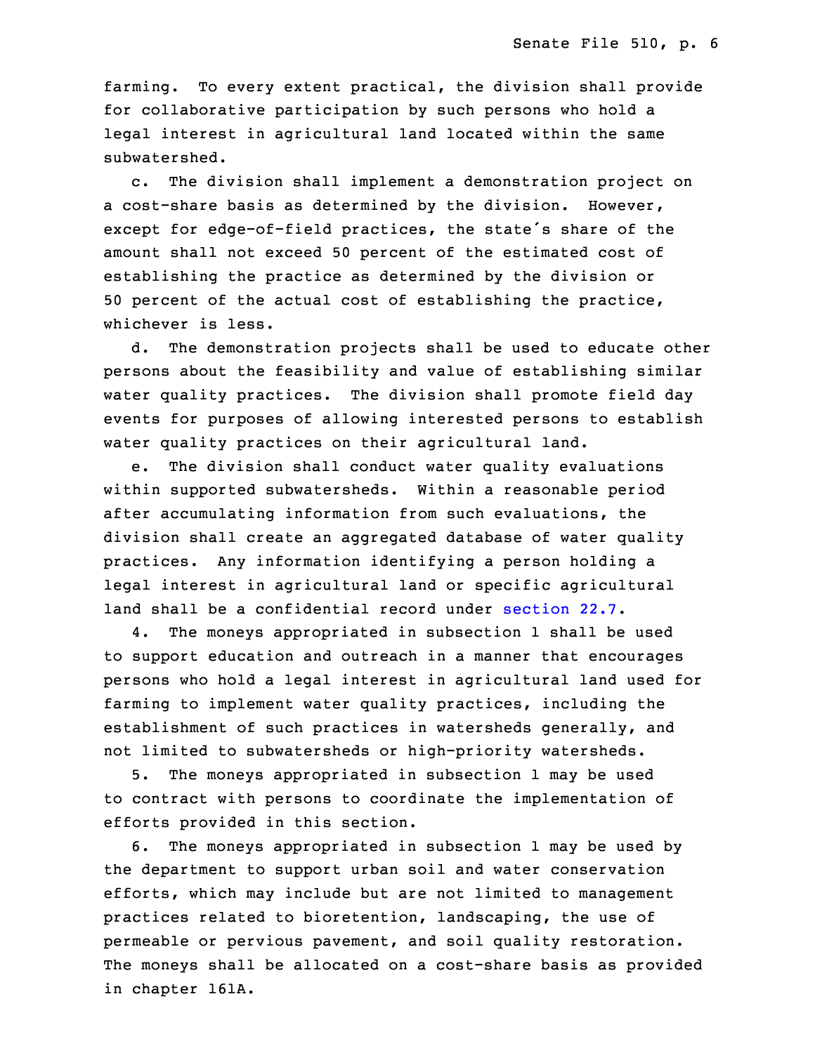farming. To every extent practical, the division shall provide for collaborative participation by such persons who hold a legal interest in agricultural land located within the same subwatershed.

c. The division shall implement a demonstration project on a cost-share basis as determined by the division. However, except for edge-of-field practices, the state's share of the amount shall not exceed 50 percent of the estimated cost of establishing the practice as determined by the division or 50 percent of the actual cost of establishing the practice, whichever is less.

d. The demonstration projects shall be used to educate other persons about the feasibility and value of establishing similar water quality practices. The division shall promote field day events for purposes of allowing interested persons to establish water quality practices on their agricultural land.

e. The division shall conduct water quality evaluations within supported subwatersheds. Within a reasonable period after accumulating information from such evaluations, the division shall create an aggregated database of water quality practices. Any information identifying a person holding a legal interest in agricultural land or specific agricultural land shall be a confidential record under section 22.7.

4. The moneys appropriated in subsection 1 shall be used to support education and outreach in a manner that encourages persons who hold a legal interest in agricultural land used for farming to implement water quality practices, including the establishment of such practices in watersheds generally, and not limited to subwatersheds or high-priority watersheds.

5. The moneys appropriated in subsection 1 may be used to contract with persons to coordinate the implementation of efforts provided in this section.

6. The moneys appropriated in subsection 1 may be used by the department to support urban soil and water conservation efforts, which may include but are not limited to management practices related to bioretention, landscaping, the use of permeable or pervious pavement, and soil quality restoration. The moneys shall be allocated on a cost-share basis as provided in chapter 161A.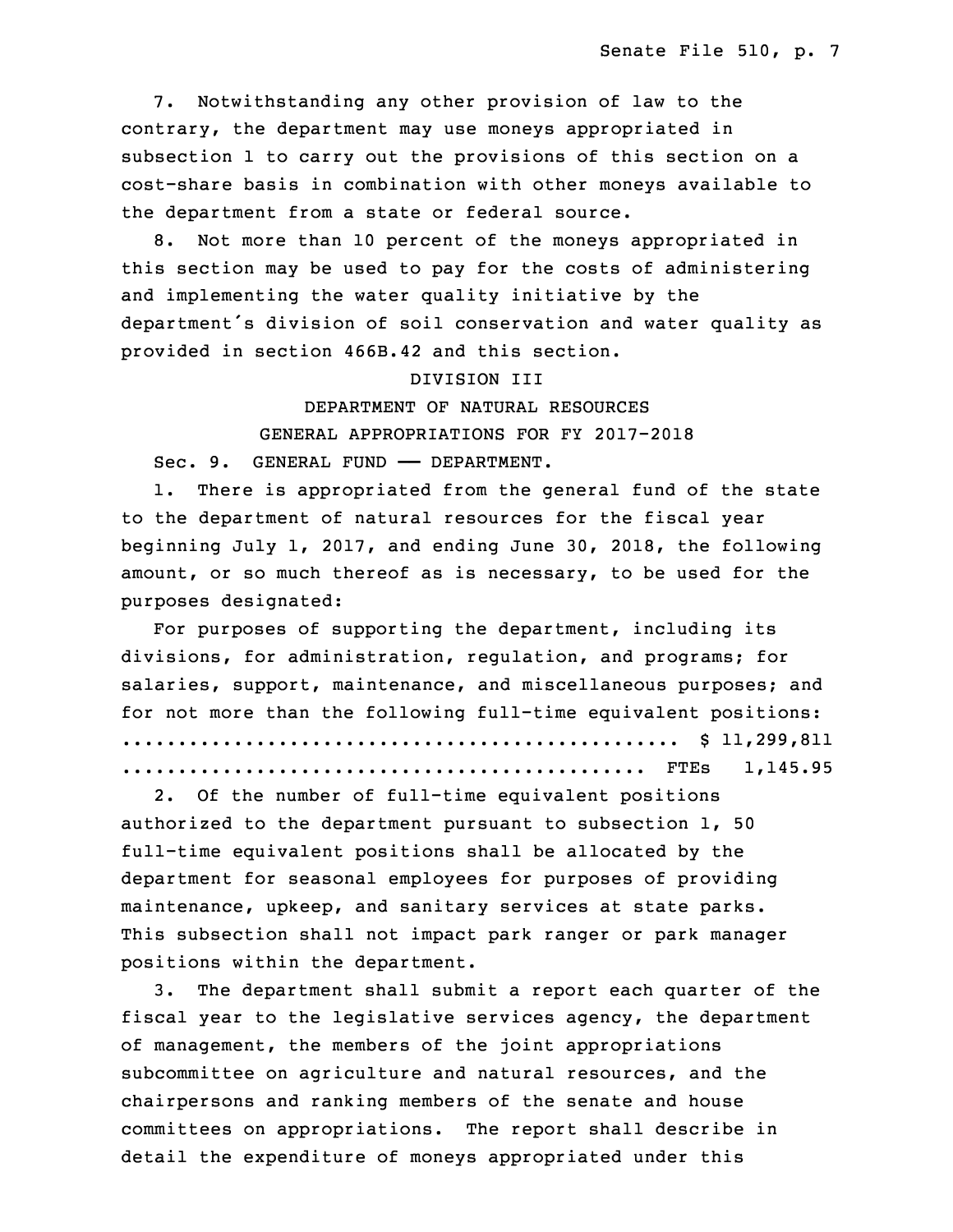7. Notwithstanding any other provision of law to the contrary, the department may use moneys appropriated in subsection 1 to carry out the provisions of this section on a cost-share basis in combination with other moneys available to the department from a state or federal source.

8. Not more than 10 percent of the moneys appropriated in this section may be used to pay for the costs of administering and implementing the water quality initiative by the department's division of soil conservation and water quality as provided in section 466B.42 and this section.

DIVISION III

DEPARTMENT OF NATURAL RESOURCES

GENERAL APPROPRIATIONS FOR FY 2017-2018

Sec. 9. GENERAL FUND —— DEPARTMENT.

1. There is appropriated from the general fund of the state to the department of natural resources for the fiscal year beginning July 1, 2017, and ending June 30, 2018, the following amount, or so much thereof as is necessary, to be used for the purposes designated:

For purposes of supporting the department, including its divisions, for administration, regulation, and programs; for salaries, support, maintenance, and miscellaneous purposes; and for not more than the following full-time equivalent positions:

.................................................. $ 11,299,811
............................................... FTEs 1,145.95

2. Of the number of full-time equivalent positions authorized to the department pursuant to subsection 1, 50 full-time equivalent positions shall be allocated by the department for seasonal employees for purposes of providing maintenance, upkeep, and sanitary services at state parks. This subsection shall not impact park ranger or park manager positions within the department.

3. The department shall submit a report each quarter of the fiscal year to the legislative services agency, the department of management, the members of the joint appropriations subcommittee on agriculture and natural resources, and the chairpersons and ranking members of the senate and house committees on appropriations. The report shall describe in detail the expenditure of moneys appropriated under this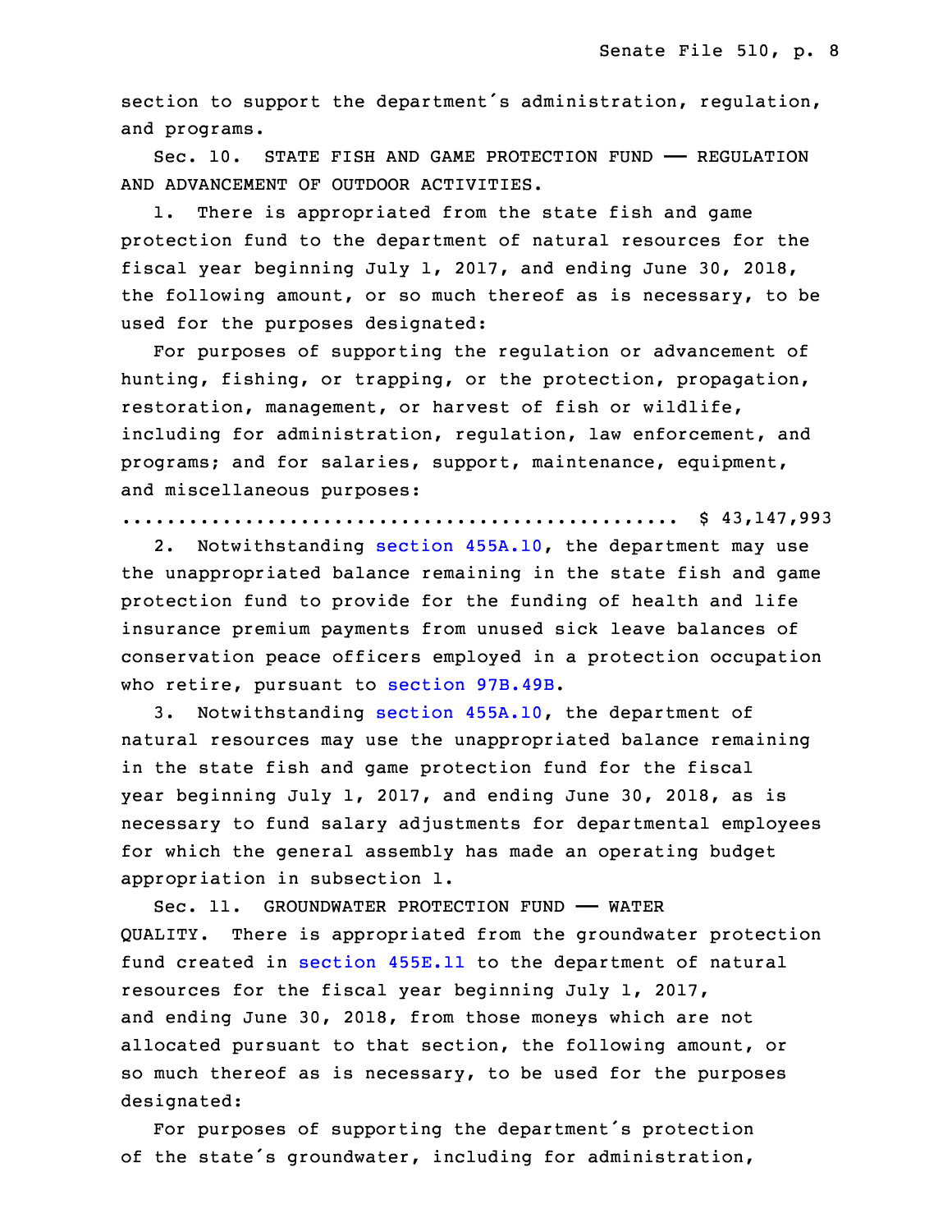section to support the department's administration, regulation, and programs.

Sec. 10. STATE FISH AND GAME PROTECTION FUND —— REGULATION AND ADVANCEMENT OF OUTDOOR ACTIVITIES.

1. There is appropriated from the state fish and game protection fund to the department of natural resources for the fiscal year beginning July 1, 2017, and ending June 30, 2018, the following amount, or so much thereof as is necessary, to be used for the purposes designated:

For purposes of supporting the regulation or advancement of hunting, fishing, or trapping, or the protection, propagation, restoration, management, or harvest of fish or wildlife, including for administration, regulation, law enforcement, and programs; and for salaries, support, maintenance, equipment, and miscellaneous purposes:

.................................................. $ 43,147,993

2. Notwithstanding section 455A.10, the department may use the unappropriated balance remaining in the state fish and game protection fund to provide for the funding of health and life insurance premium payments from unused sick leave balances of conservation peace officers employed in a protection occupation who retire, pursuant to section 97B.49B.

3. Notwithstanding section 455A.10, the department of natural resources may use the unappropriated balance remaining in the state fish and game protection fund for the fiscal year beginning July 1, 2017, and ending June 30, 2018, as is necessary to fund salary adjustments for departmental employees for which the general assembly has made an operating budget appropriation in subsection 1.

Sec. 11. GROUNDWATER PROTECTION FUND —— WATER QUALITY. There is appropriated from the groundwater protection fund created in section 455E.11 to the department of natural resources for the fiscal year beginning July 1, 2017, and ending June 30, 2018, from those moneys which are not allocated pursuant to that section, the following amount, or so much thereof as is necessary, to be used for the purposes designated:

For purposes of supporting the department's protection of the state's groundwater, including for administration,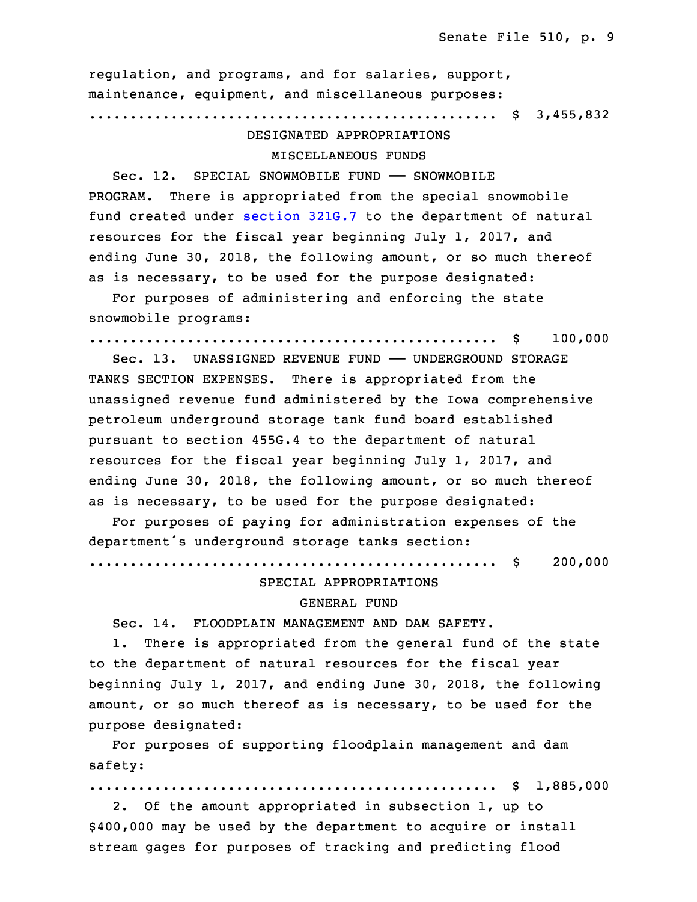regulation, and programs, and for salaries, support, maintenance, equipment, and miscellaneous purposes:

.................................................. $ 3,455,832

DESIGNATED APPROPRIATIONS

MISCELLANEOUS FUNDS

Sec. 12. SPECIAL SNOWMOBILE FUND —— SNOWMOBILE PROGRAM. There is appropriated from the special snowmobile fund created under section 321G.7 to the department of natural resources for the fiscal year beginning July 1, 2017, and ending June 30, 2018, the following amount, or so much thereof as is necessary, to be used for the purpose designated:

For purposes of administering and enforcing the state snowmobile programs:

.................................................. $ 100,000

Sec. 13. UNASSIGNED REVENUE FUND —— UNDERGROUND STORAGE TANKS SECTION EXPENSES. There is appropriated from the unassigned revenue fund administered by the Iowa comprehensive petroleum underground storage tank fund board established pursuant to section 455G.4 to the department of natural resources for the fiscal year beginning July 1, 2017, and ending June 30, 2018, the following amount, or so much thereof as is necessary, to be used for the purpose designated:

For purposes of paying for administration expenses of the department's underground storage tanks section:

.................................................. $ 200,000

SPECIAL APPROPRIATIONS

GENERAL FUND

Sec. 14. FLOODPLAIN MANAGEMENT AND DAM SAFETY.

1. There is appropriated from the general fund of the state to the department of natural resources for the fiscal year beginning July 1, 2017, and ending June 30, 2018, the following amount, or so much thereof as is necessary, to be used for the purpose designated:

For purposes of supporting floodplain management and dam safety:

.................................................. $ 1,885,000

2. Of the amount appropriated in subsection 1, up to $400,000 may be used by the department to acquire or install stream gages for purposes of tracking and predicting flood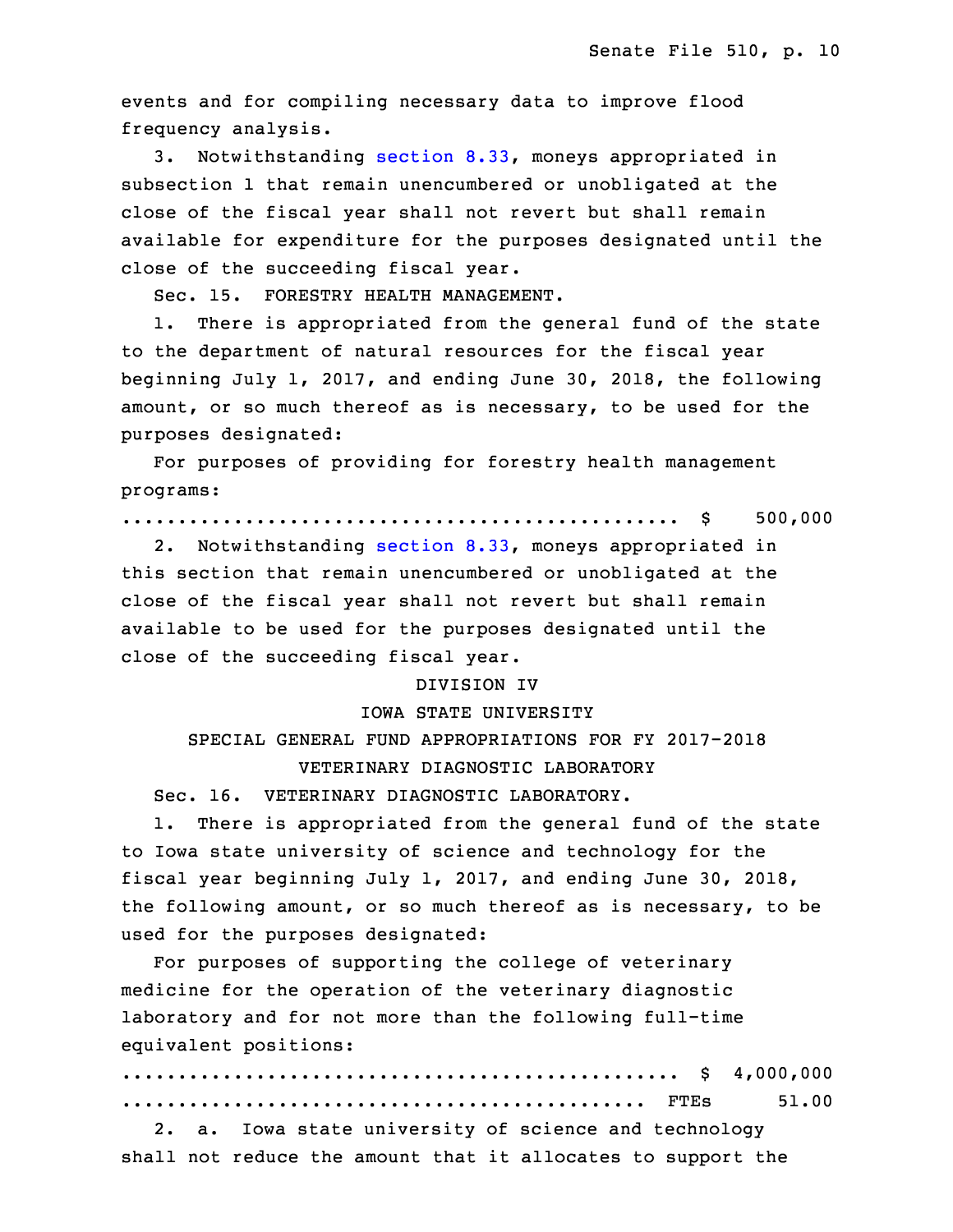events and for compiling necessary data to improve flood frequency analysis.

3. Notwithstanding section 8.33, moneys appropriated in subsection 1 that remain unencumbered or unobligated at the close of the fiscal year shall not revert but shall remain available for expenditure for the purposes designated until the close of the succeeding fiscal year.

Sec. 15. FORESTRY HEALTH MANAGEMENT.

1. There is appropriated from the general fund of the state to the department of natural resources for the fiscal year beginning July 1, 2017, and ending June 30, 2018, the following amount, or so much thereof as is necessary, to be used for the purposes designated:

For purposes of providing for forestry health management programs:

.................................................. $ 500,000

2. Notwithstanding section 8.33, moneys appropriated in this section that remain unencumbered or unobligated at the close of the fiscal year shall not revert but shall remain available to be used for the purposes designated until the close of the succeeding fiscal year.

DIVISION IV

IOWA STATE UNIVERSITY

SPECIAL GENERAL FUND APPROPRIATIONS FOR FY 2017-2018

VETERINARY DIAGNOSTIC LABORATORY

Sec. 16. VETERINARY DIAGNOSTIC LABORATORY.

1. There is appropriated from the general fund of the state to Iowa state university of science and technology for the fiscal year beginning July 1, 2017, and ending June 30, 2018, the following amount, or so much thereof as is necessary, to be used for the purposes designated:

For purposes of supporting the college of veterinary medicine for the operation of the veterinary diagnostic laboratory and for not more than the following full-time equivalent positions:

.................................................. $ 4,000,000

............................................... FTEs 51.00

2. a. Iowa state university of science and technology shall not reduce the amount that it allocates to support the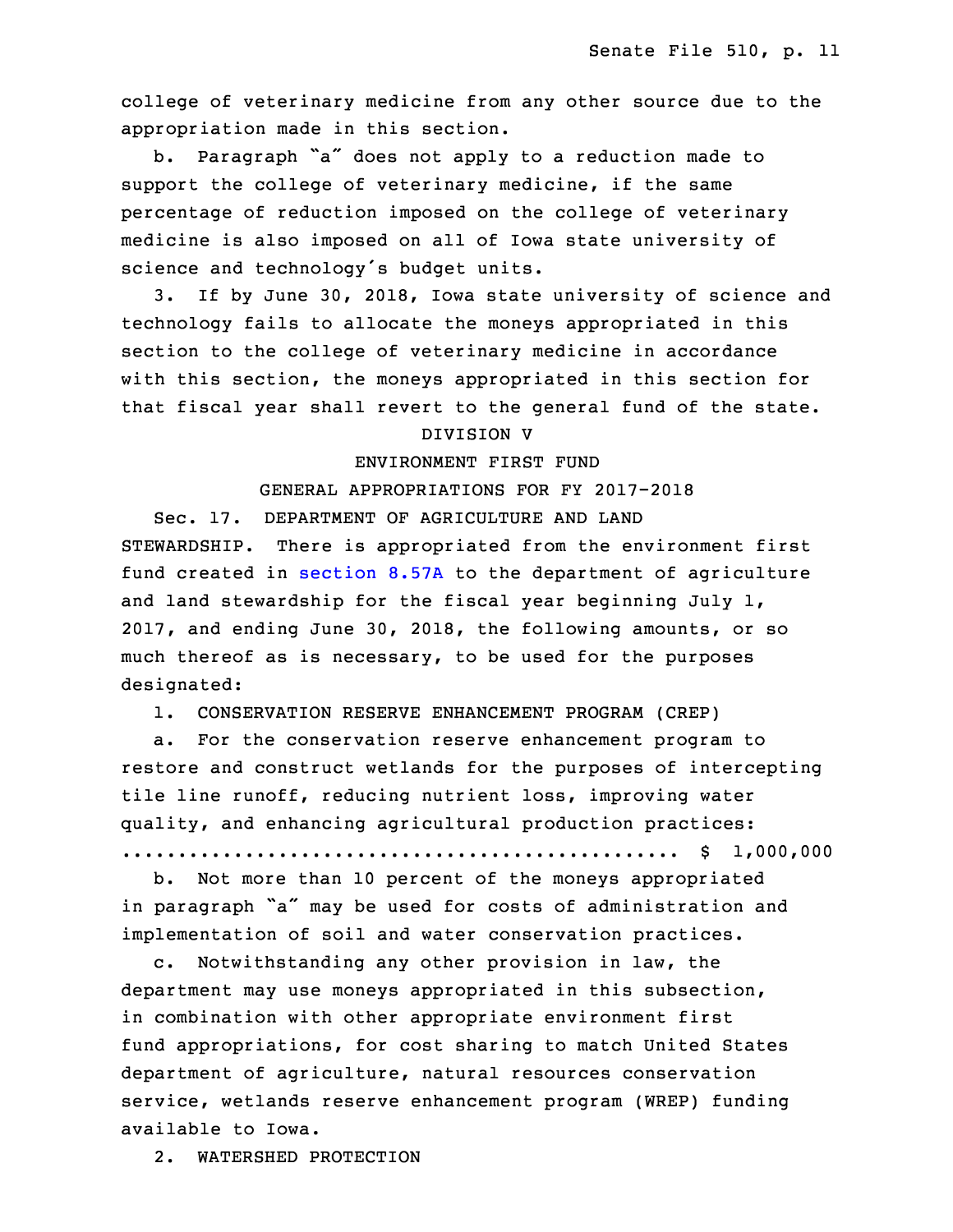college of veterinary medicine from any other source due to the appropriation made in this section.

b. Paragraph "a" does not apply to a reduction made to support the college of veterinary medicine, if the same percentage of reduction imposed on the college of veterinary medicine is also imposed on all of Iowa state university of science and technology's budget units.

3. If by June 30, 2018, Iowa state university of science and technology fails to allocate the moneys appropriated in this section to the college of veterinary medicine in accordance with this section, the moneys appropriated in this section for that fiscal year shall revert to the general fund of the state.

DIVISION V

ENVIRONMENT FIRST FUND

GENERAL APPROPRIATIONS FOR FY 2017-2018

Sec. 17. DEPARTMENT OF AGRICULTURE AND LAND STEWARDSHIP. There is appropriated from the environment first fund created in section 8.57A to the department of agriculture and land stewardship for the fiscal year beginning July 1, 2017, and ending June 30, 2018, the following amounts, or so much thereof as is necessary, to be used for the purposes designated:

1. CONSERVATION RESERVE ENHANCEMENT PROGRAM (CREP)

a. For the conservation reserve enhancement program to restore and construct wetlands for the purposes of intercepting tile line runoff, reducing nutrient loss, improving water quality, and enhancing agricultural production practices:
.................................................. $ 1,000,000

b. Not more than 10 percent of the moneys appropriated in paragraph "a" may be used for costs of administration and implementation of soil and water conservation practices.

c. Notwithstanding any other provision in law, the department may use moneys appropriated in this subsection, in combination with other appropriate environment first fund appropriations, for cost sharing to match United States department of agriculture, natural resources conservation service, wetlands reserve enhancement program (WREP) funding available to Iowa.

2. WATERSHED PROTECTION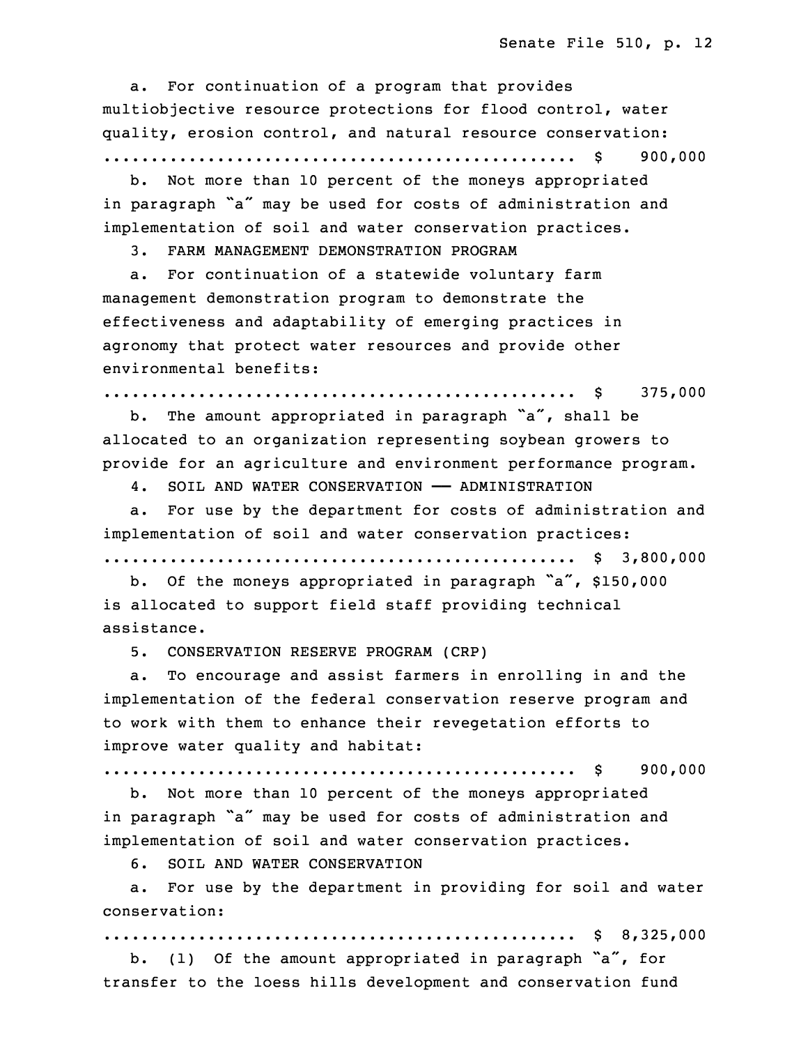a. For continuation of a program that provides multiobjective resource protections for flood control, water quality, erosion control, and natural resource conservation:
.................................................. $ 900,000

b. Not more than 10 percent of the moneys appropriated in paragraph "a" may be used for costs of administration and implementation of soil and water conservation practices.

3. FARM MANAGEMENT DEMONSTRATION PROGRAM

a. For continuation of a statewide voluntary farm management demonstration program to demonstrate the effectiveness and adaptability of emerging practices in agronomy that protect water resources and provide other environmental benefits:
.................................................. $ 375,000

b. The amount appropriated in paragraph "a", shall be allocated to an organization representing soybean growers to provide for an agriculture and environment performance program.

4. SOIL AND WATER CONSERVATION —— ADMINISTRATION

a. For use by the department for costs of administration and implementation of soil and water conservation practices:
.................................................. $ 3,800,000

b. Of the moneys appropriated in paragraph "a", $150,000 is allocated to support field staff providing technical assistance.

5. CONSERVATION RESERVE PROGRAM (CRP)

a. To encourage and assist farmers in enrolling in and the implementation of the federal conservation reserve program and to work with them to enhance their revegetation efforts to improve water quality and habitat:
.................................................. $ 900,000

b. Not more than 10 percent of the moneys appropriated in paragraph "a" may be used for costs of administration and implementation of soil and water conservation practices.

6. SOIL AND WATER CONSERVATION

a. For use by the department in providing for soil and water conservation:
.................................................. $ 8,325,000

b. (1) Of the amount appropriated in paragraph "a", for transfer to the loess hills development and conservation fund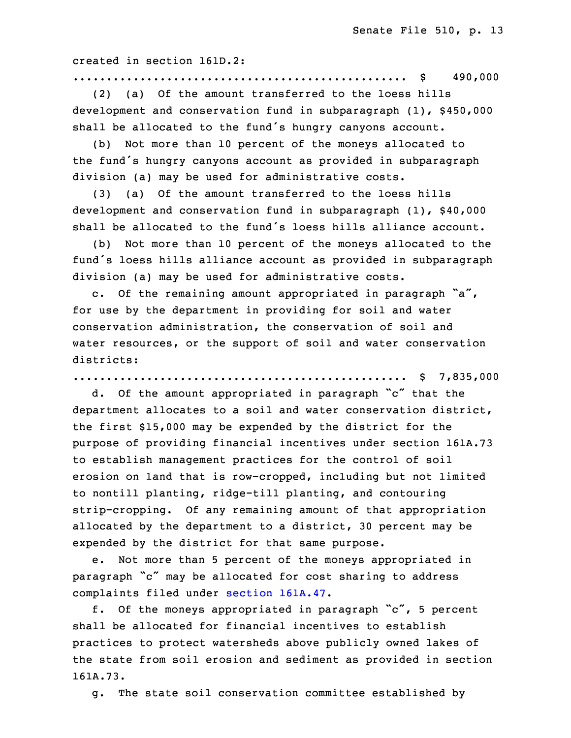created in section 161D.2:

.................................................. $ 490,000

(2) (a) Of the amount transferred to the loess hills development and conservation fund in subparagraph (1), $450,000 shall be allocated to the fund's hungry canyons account.

(b) Not more than 10 percent of the moneys allocated to the fund's hungry canyons account as provided in subparagraph division (a) may be used for administrative costs.

(3) (a) Of the amount transferred to the loess hills development and conservation fund in subparagraph (1), $40,000 shall be allocated to the fund's loess hills alliance account.

(b) Not more than 10 percent of the moneys allocated to the fund's loess hills alliance account as provided in subparagraph division (a) may be used for administrative costs.

c. Of the remaining amount appropriated in paragraph "a", for use by the department in providing for soil and water conservation administration, the conservation of soil and water resources, or the support of soil and water conservation districts:

.................................................. $ 7,835,000

d. Of the amount appropriated in paragraph "c" that the department allocates to a soil and water conservation district, the first $15,000 may be expended by the district for the purpose of providing financial incentives under section 161A.73 to establish management practices for the control of soil erosion on land that is row-cropped, including but not limited to nontill planting, ridge-till planting, and contouring strip-cropping. Of any remaining amount of that appropriation allocated by the department to a district, 30 percent may be expended by the district for that same purpose.

e. Not more than 5 percent of the moneys appropriated in paragraph "c" may be allocated for cost sharing to address complaints filed under section 161A.47.

f. Of the moneys appropriated in paragraph "c", 5 percent shall be allocated for financial incentives to establish practices to protect watersheds above publicly owned lakes of the state from soil erosion and sediment as provided in section 161A.73.

g. The state soil conservation committee established by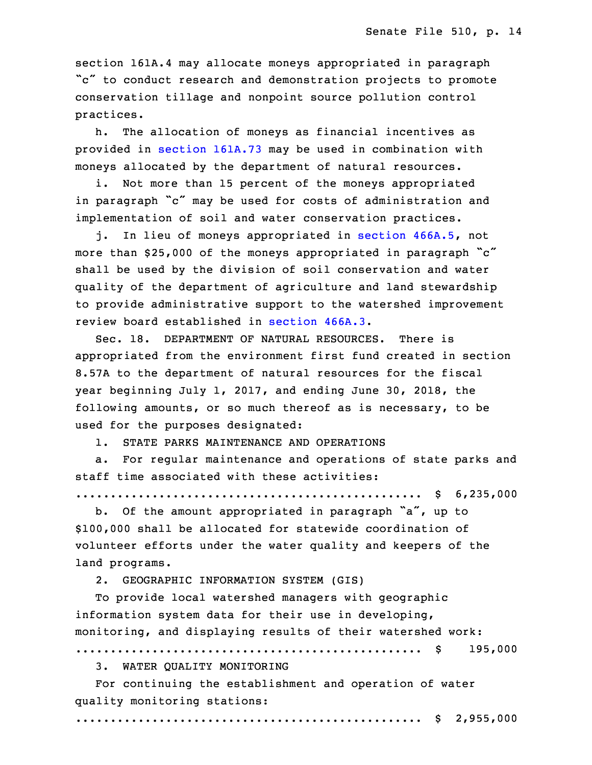section 161A.4 may allocate moneys appropriated in paragraph "c" to conduct research and demonstration projects to promote conservation tillage and nonpoint source pollution control practices.

h. The allocation of moneys as financial incentives as provided in section 161A.73 may be used in combination with moneys allocated by the department of natural resources.

i. Not more than 15 percent of the moneys appropriated in paragraph "c" may be used for costs of administration and implementation of soil and water conservation practices.

j. In lieu of moneys appropriated in section 466A.5, not more than $25,000 of the moneys appropriated in paragraph "c" shall be used by the division of soil conservation and water quality of the department of agriculture and land stewardship to provide administrative support to the watershed improvement review board established in section 466A.3.

Sec. 18. DEPARTMENT OF NATURAL RESOURCES. There is appropriated from the environment first fund created in section 8.57A to the department of natural resources for the fiscal year beginning July 1, 2017, and ending June 30, 2018, the following amounts, or so much thereof as is necessary, to be used for the purposes designated:

1. STATE PARKS MAINTENANCE AND OPERATIONS

a. For regular maintenance and operations of state parks and staff time associated with these activities:

.................................................. $ 6,235,000

b. Of the amount appropriated in paragraph "a", up to $100,000 shall be allocated for statewide coordination of volunteer efforts under the water quality and keepers of the land programs.

2. GEOGRAPHIC INFORMATION SYSTEM (GIS)

To provide local watershed managers with geographic information system data for their use in developing, monitoring, and displaying results of their watershed work:

.................................................. $ 195,000

3. WATER QUALITY MONITORING

For continuing the establishment and operation of water quality monitoring stations:

.................................................. $ 2,955,000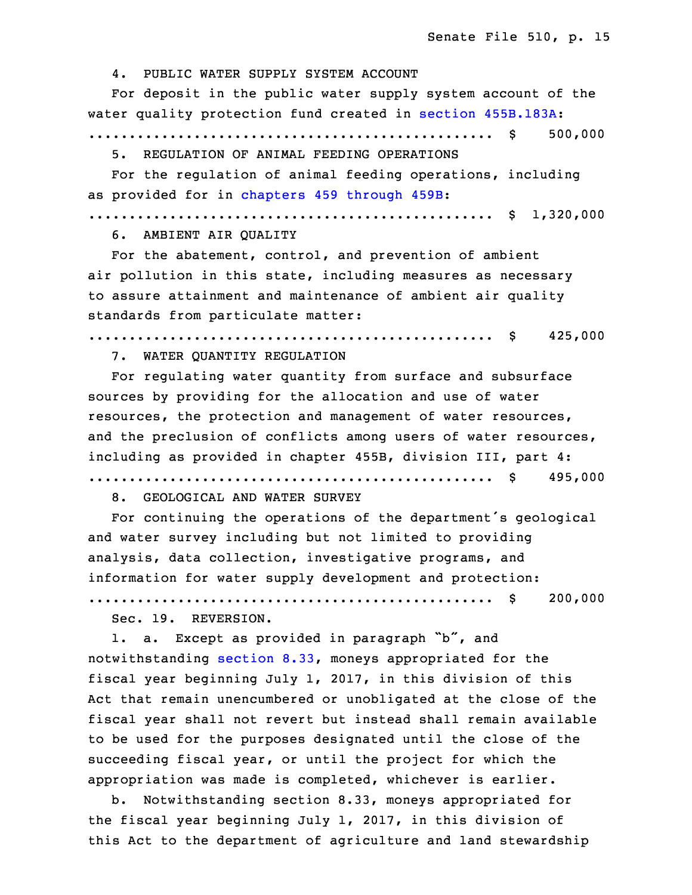4. PUBLIC WATER SUPPLY SYSTEM ACCOUNT

For deposit in the public water supply system account of the water quality protection fund created in section 455B.183A:

.................................................. $ 500,000

5. REGULATION OF ANIMAL FEEDING OPERATIONS

For the regulation of animal feeding operations, including as provided for in chapters 459 through 459B:

.................................................. $ 1,320,000

6. AMBIENT AIR QUALITY

For the abatement, control, and prevention of ambient air pollution in this state, including measures as necessary to assure attainment and maintenance of ambient air quality standards from particulate matter:

.................................................. $ 425,000

7. WATER QUANTITY REGULATION

For regulating water quantity from surface and subsurface sources by providing for the allocation and use of water resources, the protection and management of water resources, and the preclusion of conflicts among users of water resources, including as provided in chapter 455B, division III, part 4:

.................................................. $ 495,000

8. GEOLOGICAL AND WATER SURVEY

For continuing the operations of the department's geological and water survey including but not limited to providing analysis, data collection, investigative programs, and information for water supply development and protection:

.................................................. $ 200,000

Sec. 19. REVERSION.

1. a. Except as provided in paragraph "b", and notwithstanding section 8.33, moneys appropriated for the fiscal year beginning July 1, 2017, in this division of this Act that remain unencumbered or unobligated at the close of the fiscal year shall not revert but instead shall remain available to be used for the purposes designated until the close of the succeeding fiscal year, or until the project for which the appropriation was made is completed, whichever is earlier.

b. Notwithstanding section 8.33, moneys appropriated for the fiscal year beginning July 1, 2017, in this division of this Act to the department of agriculture and land stewardship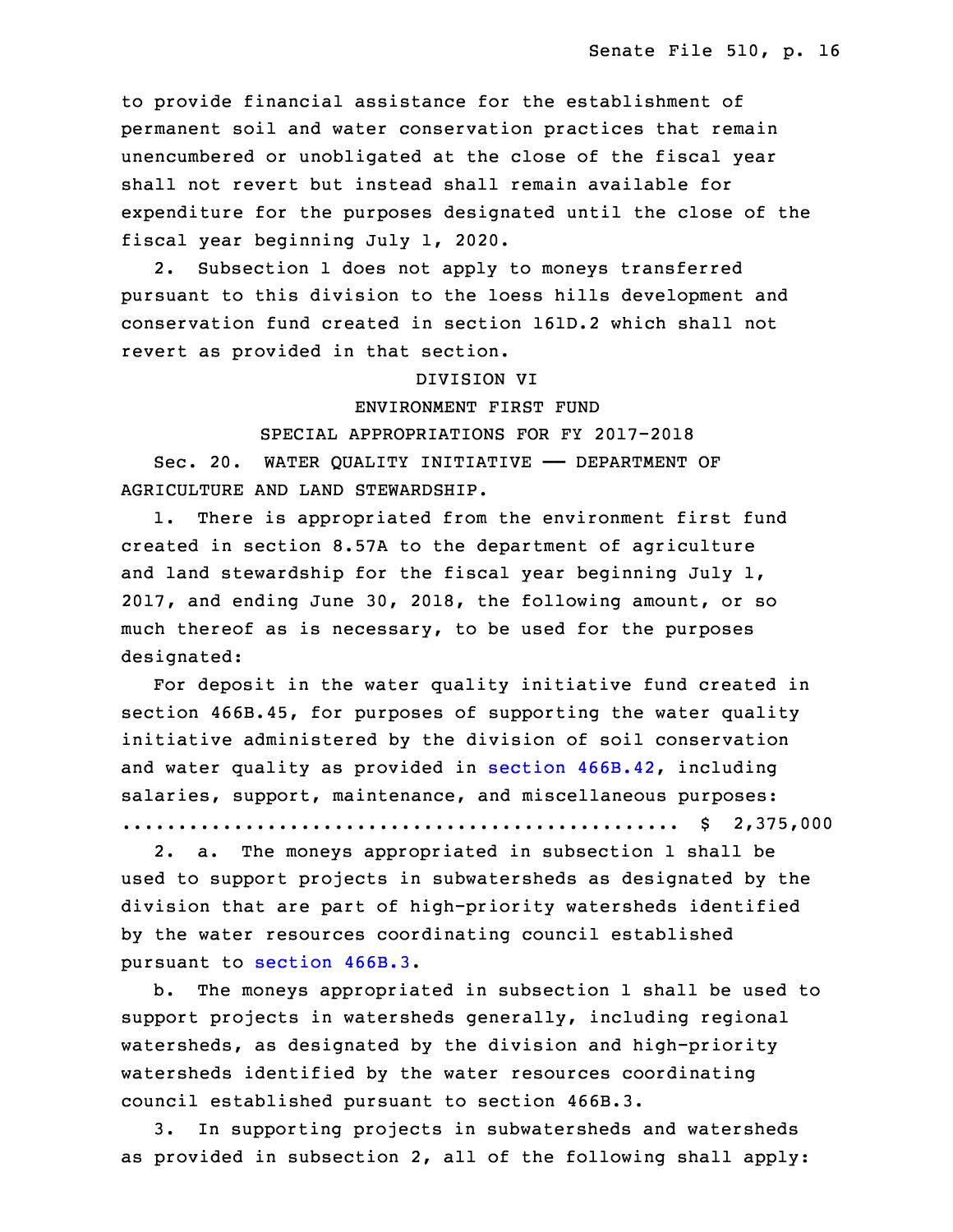to provide financial assistance for the establishment of permanent soil and water conservation practices that remain unencumbered or unobligated at the close of the fiscal year shall not revert but instead shall remain available for expenditure for the purposes designated until the close of the fiscal year beginning July 1, 2020.

2. Subsection 1 does not apply to moneys transferred pursuant to this division to the loess hills development and conservation fund created in section 161D.2 which shall not revert as provided in that section.

DIVISION VI

ENVIRONMENT FIRST FUND

SPECIAL APPROPRIATIONS FOR FY 2017-2018

Sec. 20. WATER QUALITY INITIATIVE —— DEPARTMENT OF AGRICULTURE AND LAND STEWARDSHIP.

1. There is appropriated from the environment first fund created in section 8.57A to the department of agriculture and land stewardship for the fiscal year beginning July 1, 2017, and ending June 30, 2018, the following amount, or so much thereof as is necessary, to be used for the purposes designated:

For deposit in the water quality initiative fund created in section 466B.45, for purposes of supporting the water quality initiative administered by the division of soil conservation and water quality as provided in section 466B.42, including salaries, support, maintenance, and miscellaneous purposes:
.................................................. $ 2,375,000

2. a. The moneys appropriated in subsection 1 shall be used to support projects in subwatersheds as designated by the division that are part of high-priority watersheds identified by the water resources coordinating council established pursuant to section 466B.3.

b. The moneys appropriated in subsection 1 shall be used to support projects in watersheds generally, including regional watersheds, as designated by the division and high-priority watersheds identified by the water resources coordinating council established pursuant to section 466B.3.

3. In supporting projects in subwatersheds and watersheds as provided in subsection 2, all of the following shall apply: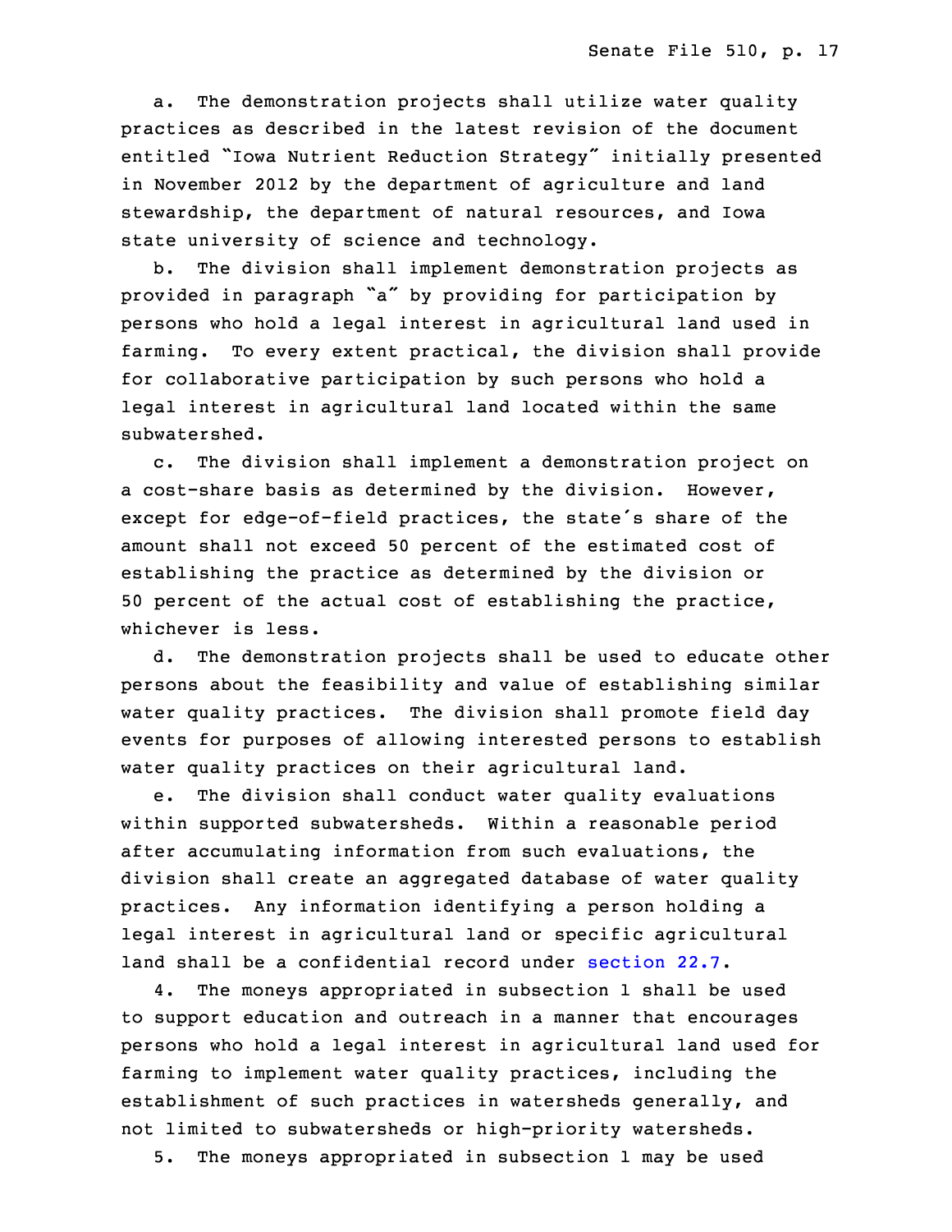a. The demonstration projects shall utilize water quality practices as described in the latest revision of the document entitled "Iowa Nutrient Reduction Strategy" initially presented in November 2012 by the department of agriculture and land stewardship, the department of natural resources, and Iowa state university of science and technology.

b. The division shall implement demonstration projects as provided in paragraph "a" by providing for participation by persons who hold a legal interest in agricultural land used in farming. To every extent practical, the division shall provide for collaborative participation by such persons who hold a legal interest in agricultural land located within the same subwatershed.

c. The division shall implement a demonstration project on a cost-share basis as determined by the division. However, except for edge-of-field practices, the state's share of the amount shall not exceed 50 percent of the estimated cost of establishing the practice as determined by the division or 50 percent of the actual cost of establishing the practice, whichever is less.

d. The demonstration projects shall be used to educate other persons about the feasibility and value of establishing similar water quality practices. The division shall promote field day events for purposes of allowing interested persons to establish water quality practices on their agricultural land.

e. The division shall conduct water quality evaluations within supported subwatersheds. Within a reasonable period after accumulating information from such evaluations, the division shall create an aggregated database of water quality practices. Any information identifying a person holding a legal interest in agricultural land or specific agricultural land shall be a confidential record under section 22.7.

4. The moneys appropriated in subsection 1 shall be used to support education and outreach in a manner that encourages persons who hold a legal interest in agricultural land used for farming to implement water quality practices, including the establishment of such practices in watersheds generally, and not limited to subwatersheds or high-priority watersheds.

5. The moneys appropriated in subsection 1 may be used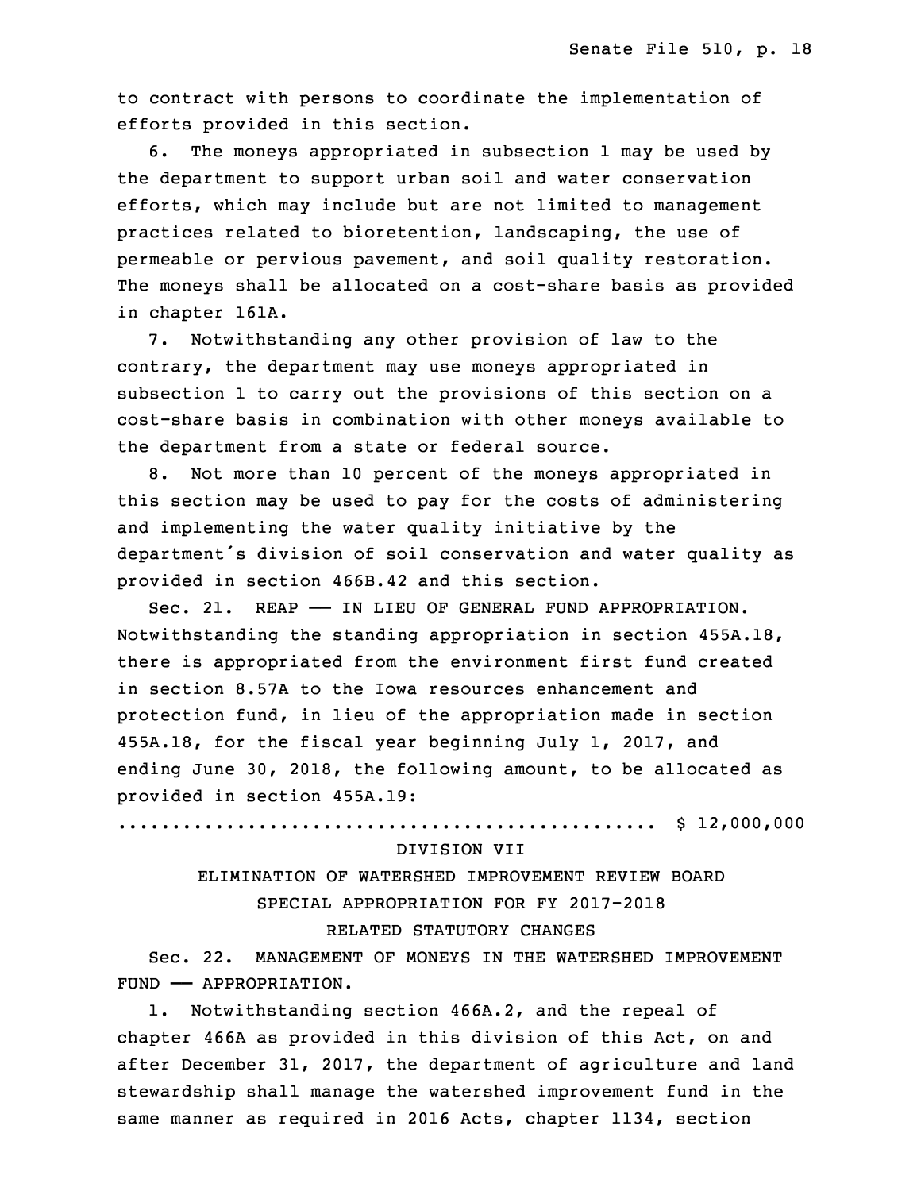to contract with persons to coordinate the implementation of efforts provided in this section.

6. The moneys appropriated in subsection 1 may be used by the department to support urban soil and water conservation efforts, which may include but are not limited to management practices related to bioretention, landscaping, the use of permeable or pervious pavement, and soil quality restoration. The moneys shall be allocated on a cost-share basis as provided in chapter 161A.

7. Notwithstanding any other provision of law to the contrary, the department may use moneys appropriated in subsection 1 to carry out the provisions of this section on a cost-share basis in combination with other moneys available to the department from a state or federal source.

8. Not more than 10 percent of the moneys appropriated in this section may be used to pay for the costs of administering and implementing the water quality initiative by the department's division of soil conservation and water quality as provided in section 466B.42 and this section.

Sec. 21. REAP —— IN LIEU OF GENERAL FUND APPROPRIATION. Notwithstanding the standing appropriation in section 455A.18, there is appropriated from the environment first fund created in section 8.57A to the Iowa resources enhancement and protection fund, in lieu of the appropriation made in section 455A.18, for the fiscal year beginning July 1, 2017, and ending June 30, 2018, the following amount, to be allocated as provided in section 455A.19:

.................................................. $ 12,000,000

DIVISION VII

ELIMINATION OF WATERSHED IMPROVEMENT REVIEW BOARD

SPECIAL APPROPRIATION FOR FY 2017-2018

RELATED STATUTORY CHANGES

Sec. 22. MANAGEMENT OF MONEYS IN THE WATERSHED IMPROVEMENT FUND —— APPROPRIATION.

1. Notwithstanding section 466A.2, and the repeal of chapter 466A as provided in this division of this Act, on and after December 31, 2017, the department of agriculture and land stewardship shall manage the watershed improvement fund in the same manner as required in 2016 Acts, chapter 1134, section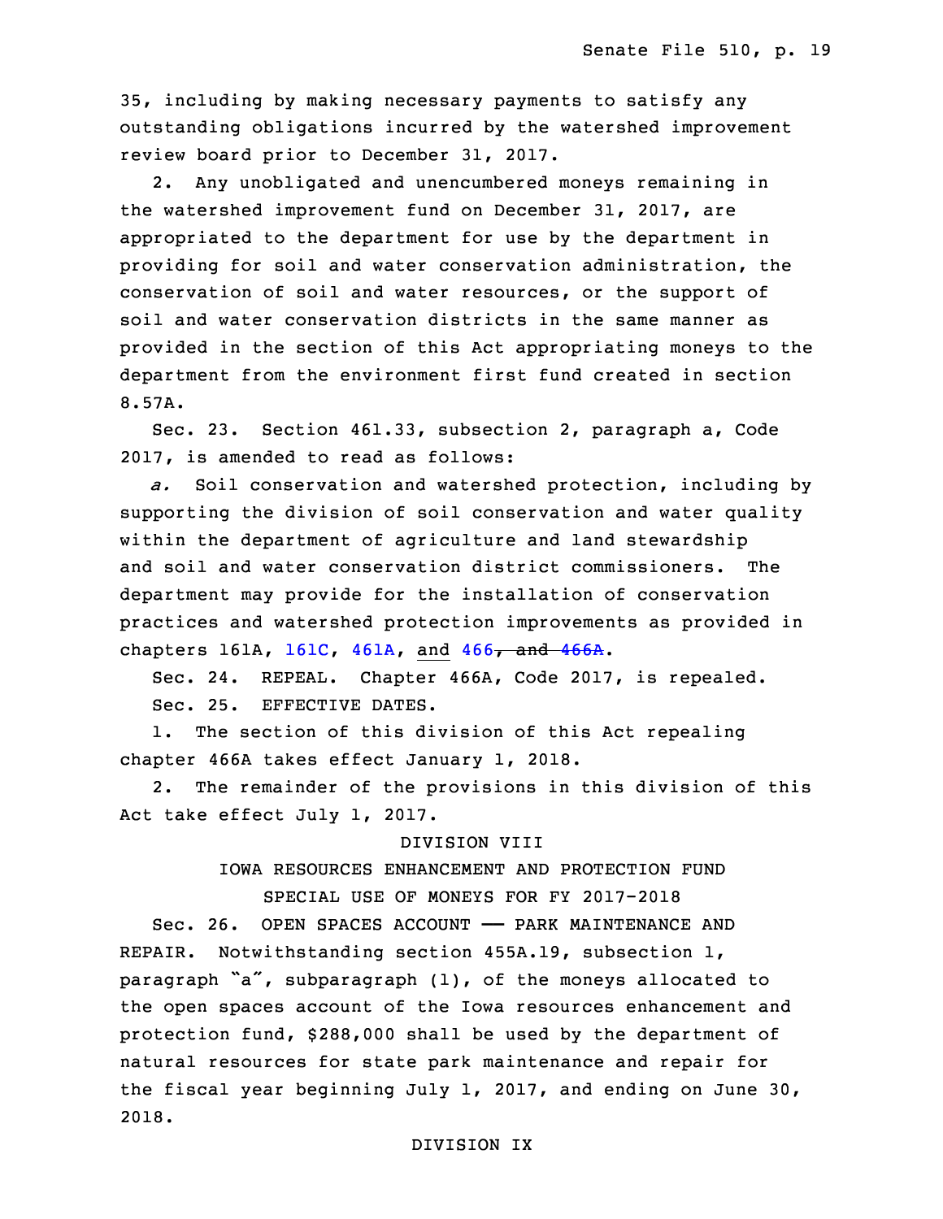35, including by making necessary payments to satisfy any outstanding obligations incurred by the watershed improvement review board prior to December 31, 2017.

2. Any unobligated and unencumbered moneys remaining in the watershed improvement fund on December 31, 2017, are appropriated to the department for use by the department in providing for soil and water conservation administration, the conservation of soil and water resources, or the support of soil and water conservation districts in the same manner as provided in the section of this Act appropriating moneys to the department from the environment first fund created in section 8.57A.

Sec. 23. Section 461.33, subsection 2, paragraph a, Code 2017, is amended to read as follows:

*a.* Soil conservation and watershed protection, including by supporting the division of soil conservation and water quality within the department of agriculture and land stewardship and soil and water conservation district commissioners. The department may provide for the installation of conservation practices and watershed protection improvements as provided in chapters 161A, 161C, 461A, and 466~~, and 466A~~.

Sec. 24. REPEAL. Chapter 466A, Code 2017, is repealed.

Sec. 25. EFFECTIVE DATES.

1. The section of this division of this Act repealing chapter 466A takes effect January 1, 2018.

2. The remainder of the provisions in this division of this Act take effect July 1, 2017.

DIVISION VIII

IOWA RESOURCES ENHANCEMENT AND PROTECTION FUND

SPECIAL USE OF MONEYS FOR FY 2017-2018

Sec. 26. OPEN SPACES ACCOUNT —— PARK MAINTENANCE AND REPAIR. Notwithstanding section 455A.19, subsection 1, paragraph "a", subparagraph (1), of the moneys allocated to the open spaces account of the Iowa resources enhancement and protection fund, $288,000 shall be used by the department of natural resources for state park maintenance and repair for the fiscal year beginning July 1, 2017, and ending on June 30, 2018.

DIVISION IX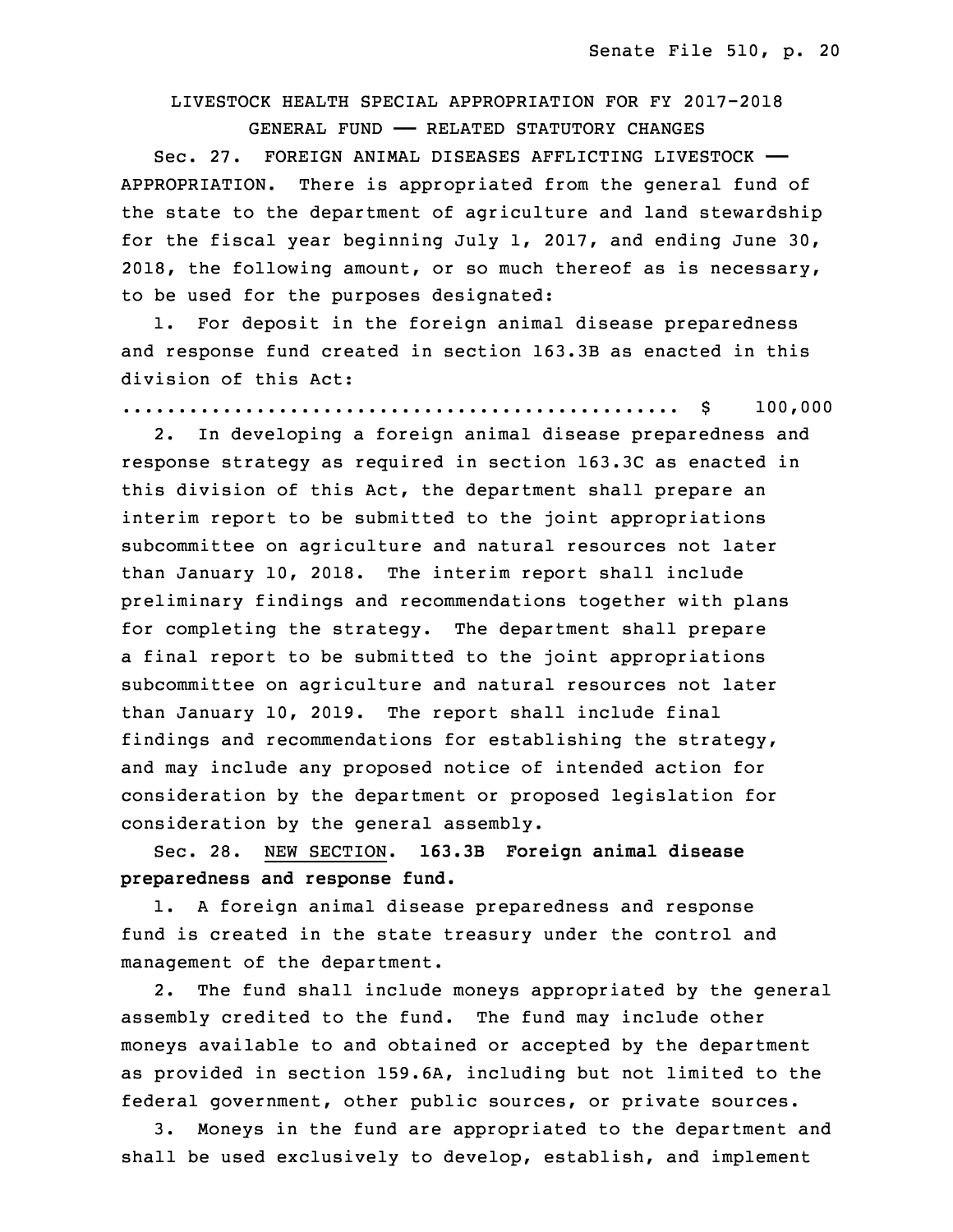LIVESTOCK HEALTH SPECIAL APPROPRIATION FOR FY 2017-2018
GENERAL FUND —— RELATED STATUTORY CHANGES

Sec. 27. FOREIGN ANIMAL DISEASES AFFLICTING LIVESTOCK —— APPROPRIATION. There is appropriated from the general fund of the state to the department of agriculture and land stewardship for the fiscal year beginning July 1, 2017, and ending June 30, 2018, the following amount, or so much thereof as is necessary, to be used for the purposes designated:

1. For deposit in the foreign animal disease preparedness and response fund created in section 163.3B as enacted in this division of this Act:

.................................................. $ 100,000

2. In developing a foreign animal disease preparedness and response strategy as required in section 163.3C as enacted in this division of this Act, the department shall prepare an interim report to be submitted to the joint appropriations subcommittee on agriculture and natural resources not later than January 10, 2018. The interim report shall include preliminary findings and recommendations together with plans for completing the strategy. The department shall prepare a final report to be submitted to the joint appropriations subcommittee on agriculture and natural resources not later than January 10, 2019. The report shall include final findings and recommendations for establishing the strategy, and may include any proposed notice of intended action for consideration by the department or proposed legislation for consideration by the general assembly.

Sec. 28. NEW SECTION. **163.3B Foreign animal disease preparedness and response fund.**

1. A foreign animal disease preparedness and response fund is created in the state treasury under the control and management of the department.

2. The fund shall include moneys appropriated by the general assembly credited to the fund. The fund may include other moneys available to and obtained or accepted by the department as provided in section 159.6A, including but not limited to the federal government, other public sources, or private sources.

3. Moneys in the fund are appropriated to the department and shall be used exclusively to develop, establish, and implement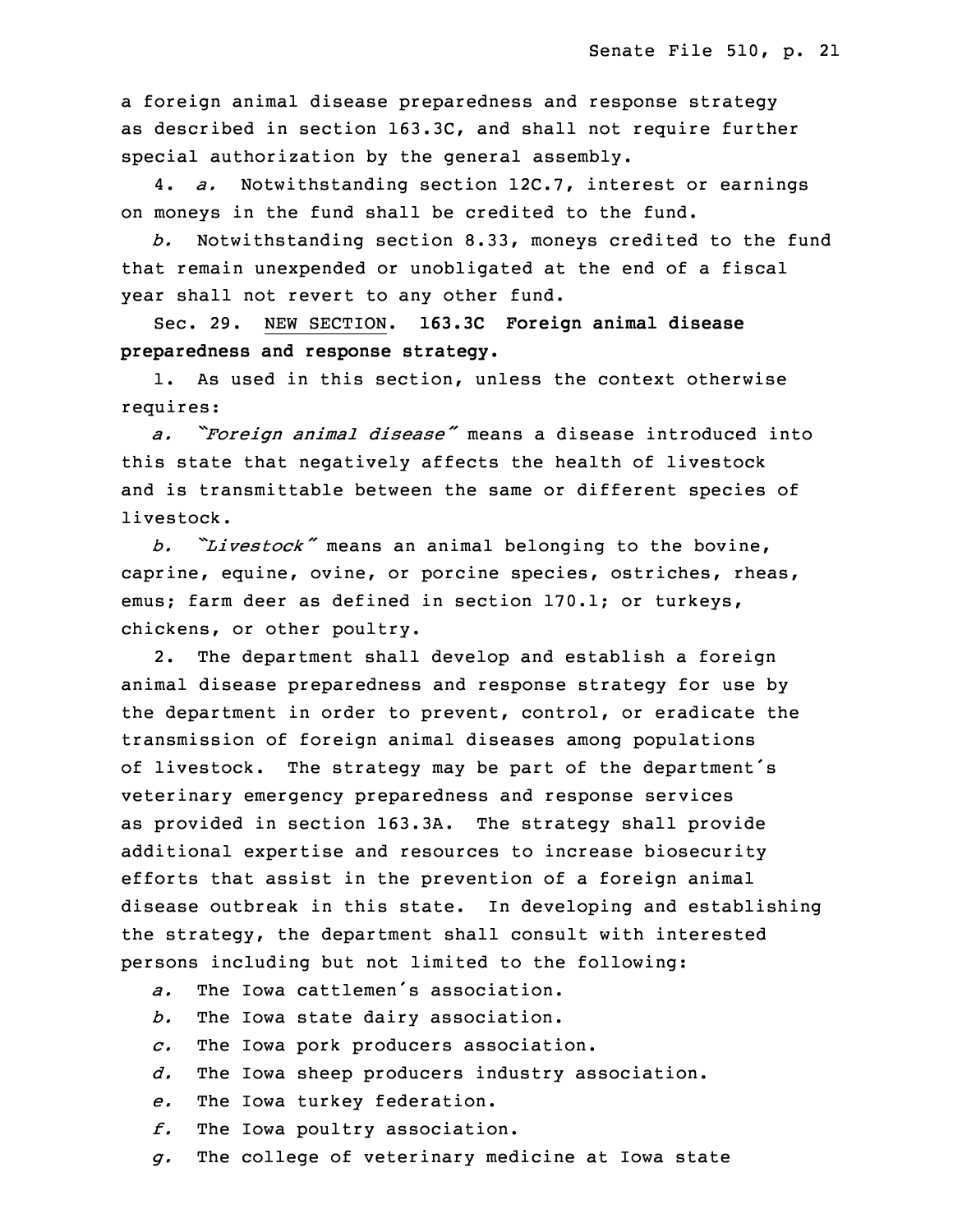a foreign animal disease preparedness and response strategy as described in section 163.3C, and shall not require further special authorization by the general assembly.

4. *a.* Notwithstanding section 12C.7, interest or earnings on moneys in the fund shall be credited to the fund.

*b.* Notwithstanding section 8.33, moneys credited to the fund that remain unexpended or unobligated at the end of a fiscal year shall not revert to any other fund.

Sec. 29. NEW SECTION. **163.3C Foreign animal disease preparedness and response strategy.**

1. As used in this section, unless the context otherwise requires:

*a.* *"Foreign animal disease"* means a disease introduced into this state that negatively affects the health of livestock and is transmittable between the same or different species of livestock.

*b.* *"Livestock"* means an animal belonging to the bovine, caprine, equine, ovine, or porcine species, ostriches, rheas, emus; farm deer as defined in section 170.1; or turkeys, chickens, or other poultry.

2. The department shall develop and establish a foreign animal disease preparedness and response strategy for use by the department in order to prevent, control, or eradicate the transmission of foreign animal diseases among populations of livestock. The strategy may be part of the department's veterinary emergency preparedness and response services as provided in section 163.3A. The strategy shall provide additional expertise and resources to increase biosecurity efforts that assist in the prevention of a foreign animal disease outbreak in this state. In developing and establishing the strategy, the department shall consult with interested persons including but not limited to the following:

*a.* The Iowa cattlemen's association.

*b.* The Iowa state dairy association.

*c.* The Iowa pork producers association.

*d.* The Iowa sheep producers industry association.

*e.* The Iowa turkey federation.

*f.* The Iowa poultry association.

*g.* The college of veterinary medicine at Iowa state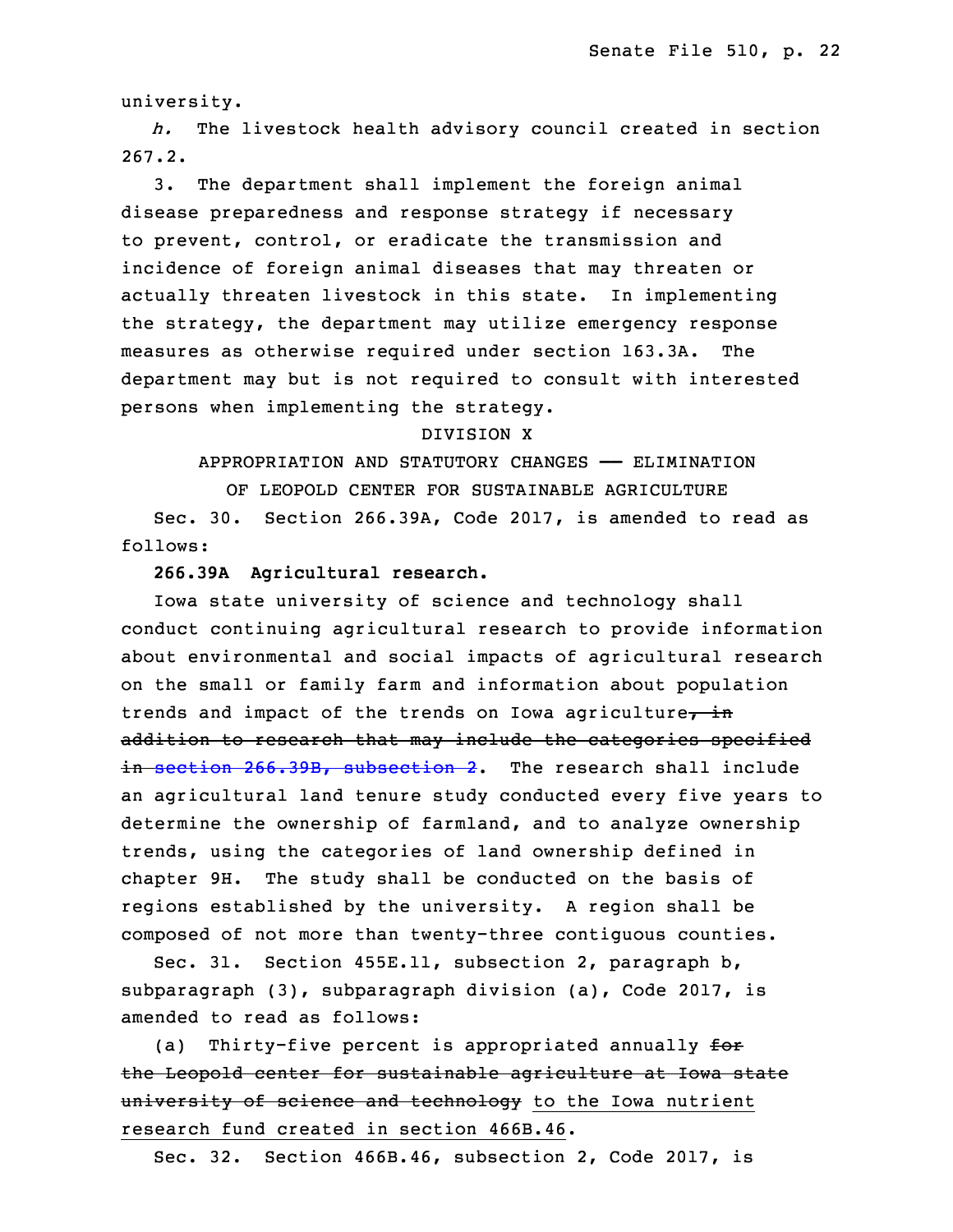university.

*h.* The livestock health advisory council created in section 267.2.

3. The department shall implement the foreign animal disease preparedness and response strategy if necessary to prevent, control, or eradicate the transmission and incidence of foreign animal diseases that may threaten or actually threaten livestock in this state. In implementing the strategy, the department may utilize emergency response measures as otherwise required under section 163.3A. The department may but is not required to consult with interested persons when implementing the strategy.

DIVISION X

APPROPRIATION AND STATUTORY CHANGES —— ELIMINATION OF LEOPOLD CENTER FOR SUSTAINABLE AGRICULTURE

Sec. 30. Section 266.39A, Code 2017, is amended to read as follows:

**266.39A Agricultural research.**

Iowa state university of science and technology shall conduct continuing agricultural research to provide information about environmental and social impacts of agricultural research on the small or family farm and information about population trends and impact of the trends on Iowa agriculture~~, in addition to research that may include the categories specified in section 266.39B, subsection 2~~. The research shall include an agricultural land tenure study conducted every five years to determine the ownership of farmland, and to analyze ownership trends, using the categories of land ownership defined in chapter 9H. The study shall be conducted on the basis of regions established by the university. A region shall be composed of not more than twenty-three contiguous counties.

Sec. 31. Section 455E.11, subsection 2, paragraph b, subparagraph (3), subparagraph division (a), Code 2017, is amended to read as follows:

(a) Thirty-five percent is appropriated annually ~~for the Leopold center for sustainable agriculture at Iowa state university of science and technology~~ <u>to the Iowa nutrient research fund created in section 466B.46</u>.

Sec. 32. Section 466B.46, subsection 2, Code 2017, is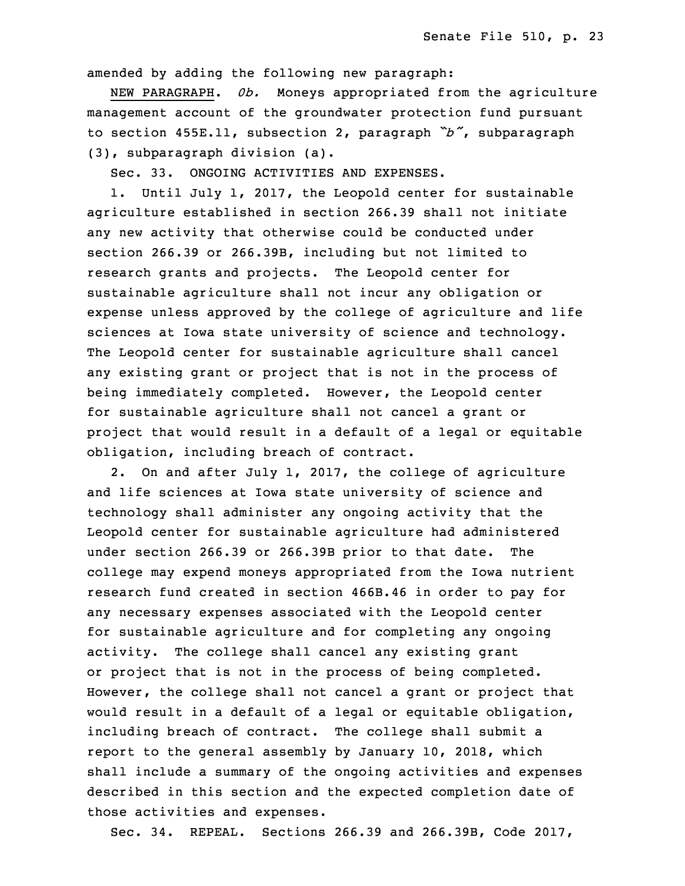amended by adding the following new paragraph:

NEW PARAGRAPH. *0b.* Moneys appropriated from the agriculture management account of the groundwater protection fund pursuant to section 455E.11, subsection 2, paragraph *"b"*, subparagraph (3), subparagraph division (a).

Sec. 33. ONGOING ACTIVITIES AND EXPENSES.

1. Until July 1, 2017, the Leopold center for sustainable agriculture established in section 266.39 shall not initiate any new activity that otherwise could be conducted under section 266.39 or 266.39B, including but not limited to research grants and projects. The Leopold center for sustainable agriculture shall not incur any obligation or expense unless approved by the college of agriculture and life sciences at Iowa state university of science and technology. The Leopold center for sustainable agriculture shall cancel any existing grant or project that is not in the process of being immediately completed. However, the Leopold center for sustainable agriculture shall not cancel a grant or project that would result in a default of a legal or equitable obligation, including breach of contract.

2. On and after July 1, 2017, the college of agriculture and life sciences at Iowa state university of science and technology shall administer any ongoing activity that the Leopold center for sustainable agriculture had administered under section 266.39 or 266.39B prior to that date. The college may expend moneys appropriated from the Iowa nutrient research fund created in section 466B.46 in order to pay for any necessary expenses associated with the Leopold center for sustainable agriculture and for completing any ongoing activity. The college shall cancel any existing grant or project that is not in the process of being completed. However, the college shall not cancel a grant or project that would result in a default of a legal or equitable obligation, including breach of contract. The college shall submit a report to the general assembly by January 10, 2018, which shall include a summary of the ongoing activities and expenses described in this section and the expected completion date of those activities and expenses.

Sec. 34. REPEAL. Sections 266.39 and 266.39B, Code 2017,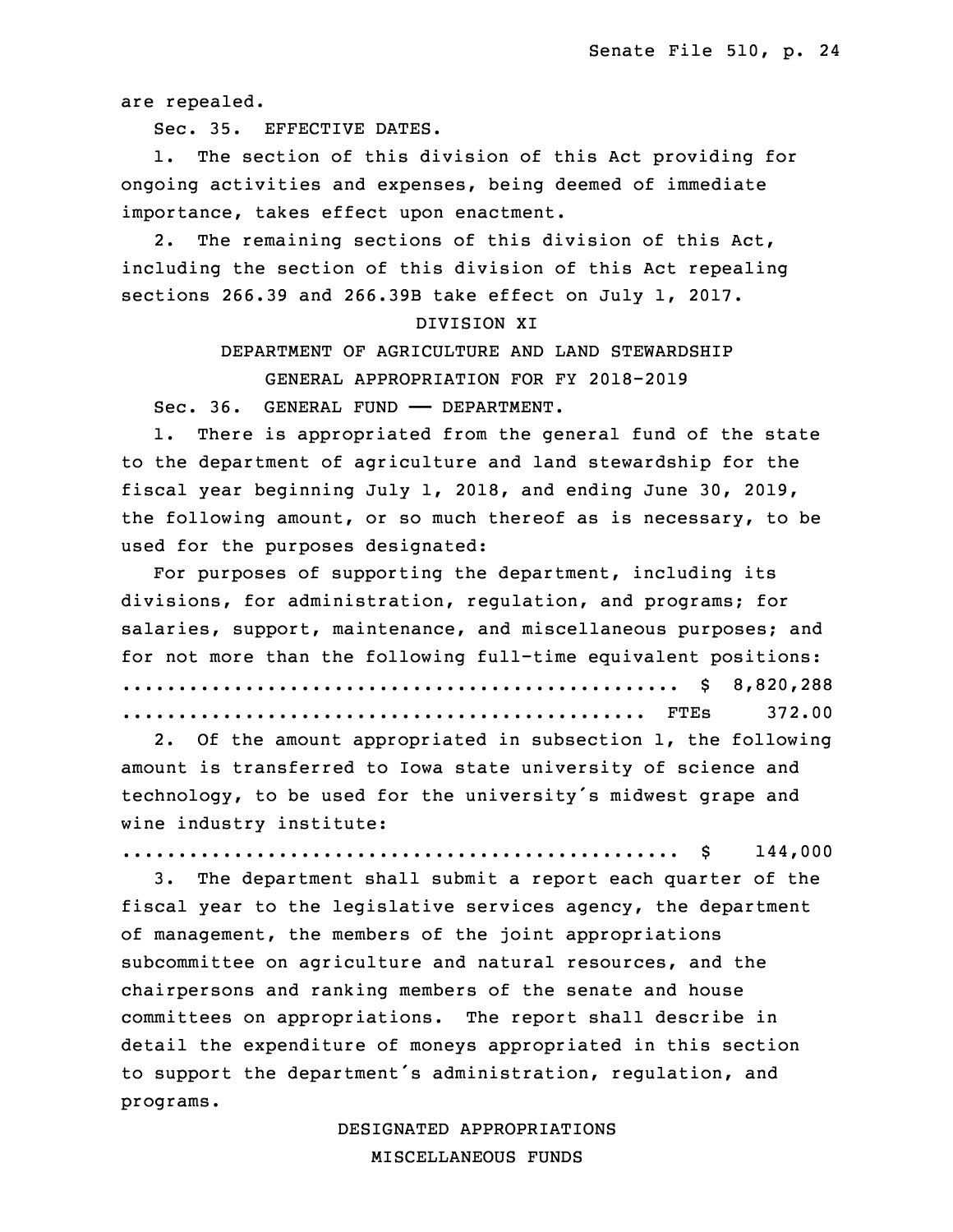are repealed.

Sec. 35. EFFECTIVE DATES.

1. The section of this division of this Act providing for ongoing activities and expenses, being deemed of immediate importance, takes effect upon enactment.

2. The remaining sections of this division of this Act, including the section of this division of this Act repealing sections 266.39 and 266.39B take effect on July 1, 2017.

DIVISION XI

DEPARTMENT OF AGRICULTURE AND LAND STEWARDSHIP

GENERAL APPROPRIATION FOR FY 2018-2019

Sec. 36. GENERAL FUND —— DEPARTMENT.

1. There is appropriated from the general fund of the state to the department of agriculture and land stewardship for the fiscal year beginning July 1, 2018, and ending June 30, 2019, the following amount, or so much thereof as is necessary, to be used for the purposes designated:

For purposes of supporting the department, including its divisions, for administration, regulation, and programs; for salaries, support, maintenance, and miscellaneous purposes; and for not more than the following full-time equivalent positions:

.................................................. $ 8,820,288

............................................... FTEs 372.00

2. Of the amount appropriated in subsection 1, the following amount is transferred to Iowa state university of science and technology, to be used for the university's midwest grape and wine industry institute:

.................................................. $ 144,000

3. The department shall submit a report each quarter of the fiscal year to the legislative services agency, the department of management, the members of the joint appropriations subcommittee on agriculture and natural resources, and the chairpersons and ranking members of the senate and house committees on appropriations. The report shall describe in detail the expenditure of moneys appropriated in this section to support the department's administration, regulation, and programs.

DESIGNATED APPROPRIATIONS

MISCELLANEOUS FUNDS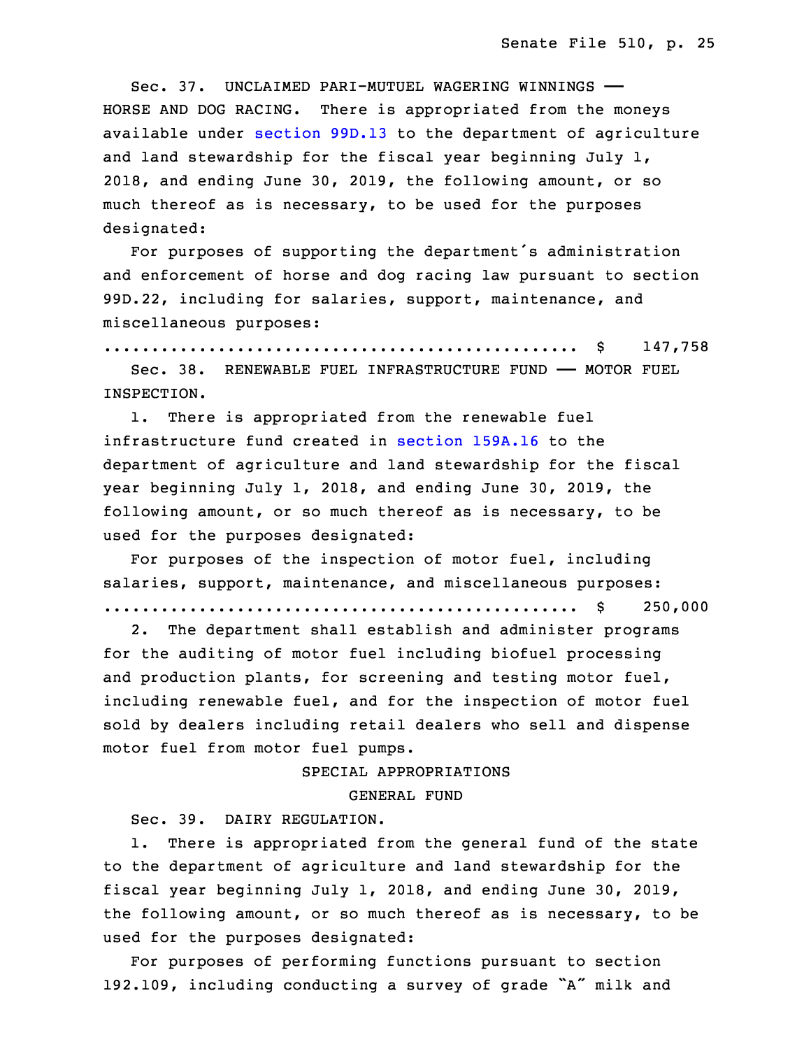Sec. 37. UNCLAIMED PARI-MUTUEL WAGERING WINNINGS —— HORSE AND DOG RACING. There is appropriated from the moneys available under section 99D.13 to the department of agriculture and land stewardship for the fiscal year beginning July 1, 2018, and ending June 30, 2019, the following amount, or so much thereof as is necessary, to be used for the purposes designated:

For purposes of supporting the department's administration and enforcement of horse and dog racing law pursuant to section 99D.22, including for salaries, support, maintenance, and miscellaneous purposes:

.................................................. $ 147,758

Sec. 38. RENEWABLE FUEL INFRASTRUCTURE FUND —— MOTOR FUEL INSPECTION.

1. There is appropriated from the renewable fuel infrastructure fund created in section 159A.16 to the department of agriculture and land stewardship for the fiscal year beginning July 1, 2018, and ending June 30, 2019, the following amount, or so much thereof as is necessary, to be used for the purposes designated:

For purposes of the inspection of motor fuel, including salaries, support, maintenance, and miscellaneous purposes:

.................................................. $ 250,000

2. The department shall establish and administer programs for the auditing of motor fuel including biofuel processing and production plants, for screening and testing motor fuel, including renewable fuel, and for the inspection of motor fuel sold by dealers including retail dealers who sell and dispense motor fuel from motor fuel pumps.

SPECIAL APPROPRIATIONS

GENERAL FUND

Sec. 39. DAIRY REGULATION.

1. There is appropriated from the general fund of the state to the department of agriculture and land stewardship for the fiscal year beginning July 1, 2018, and ending June 30, 2019, the following amount, or so much thereof as is necessary, to be used for the purposes designated:

For purposes of performing functions pursuant to section 192.109, including conducting a survey of grade "A" milk and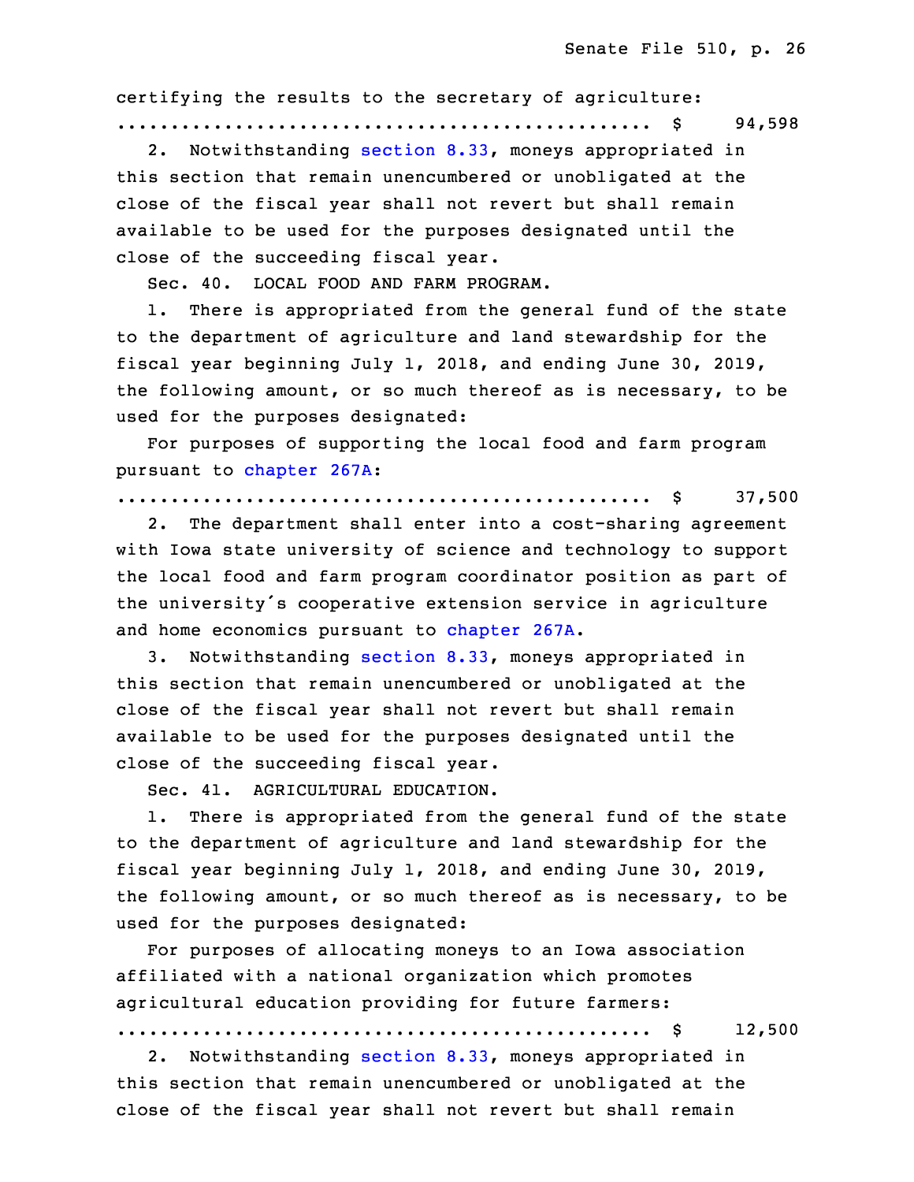certifying the results to the secretary of agriculture:

.................................................. $ 94,598

2. Notwithstanding section 8.33, moneys appropriated in this section that remain unencumbered or unobligated at the close of the fiscal year shall not revert but shall remain available to be used for the purposes designated until the close of the succeeding fiscal year.

Sec. 40. LOCAL FOOD AND FARM PROGRAM.

1. There is appropriated from the general fund of the state to the department of agriculture and land stewardship for the fiscal year beginning July 1, 2018, and ending June 30, 2019, the following amount, or so much thereof as is necessary, to be used for the purposes designated:

For purposes of supporting the local food and farm program pursuant to chapter 267A:

.................................................. $ 37,500

2. The department shall enter into a cost-sharing agreement with Iowa state university of science and technology to support the local food and farm program coordinator position as part of the university's cooperative extension service in agriculture and home economics pursuant to chapter 267A.

3. Notwithstanding section 8.33, moneys appropriated in this section that remain unencumbered or unobligated at the close of the fiscal year shall not revert but shall remain available to be used for the purposes designated until the close of the succeeding fiscal year.

Sec. 41. AGRICULTURAL EDUCATION.

1. There is appropriated from the general fund of the state to the department of agriculture and land stewardship for the fiscal year beginning July 1, 2018, and ending June 30, 2019, the following amount, or so much thereof as is necessary, to be used for the purposes designated:

For purposes of allocating moneys to an Iowa association affiliated with a national organization which promotes agricultural education providing for future farmers:

.................................................. $ 12,500

2. Notwithstanding section 8.33, moneys appropriated in this section that remain unencumbered or unobligated at the close of the fiscal year shall not revert but shall remain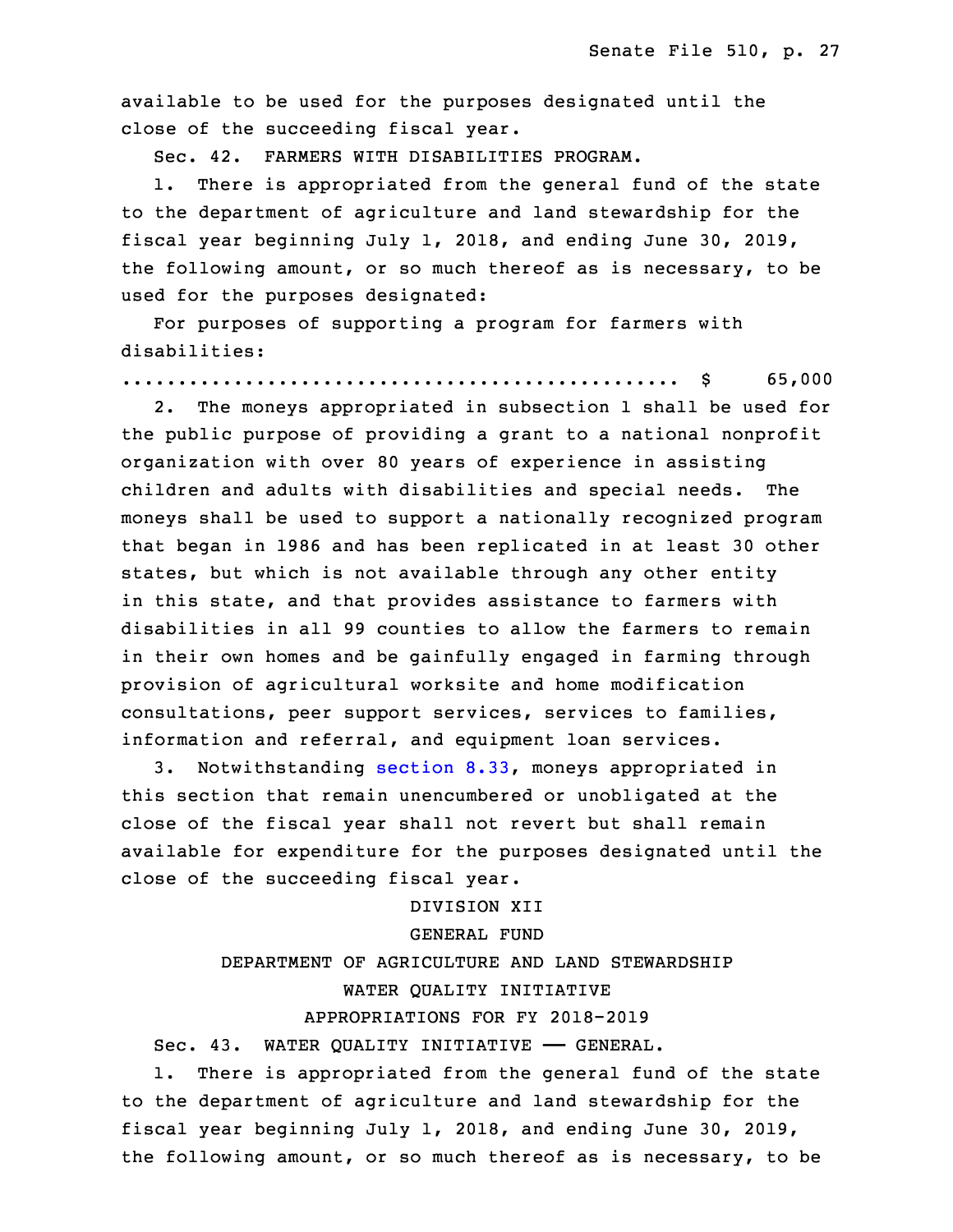available to be used for the purposes designated until the close of the succeeding fiscal year.

Sec. 42. FARMERS WITH DISABILITIES PROGRAM.

1. There is appropriated from the general fund of the state to the department of agriculture and land stewardship for the fiscal year beginning July 1, 2018, and ending June 30, 2019, the following amount, or so much thereof as is necessary, to be used for the purposes designated:

For purposes of supporting a program for farmers with disabilities:

.................................................. $ 65,000

2. The moneys appropriated in subsection 1 shall be used for the public purpose of providing a grant to a national nonprofit organization with over 80 years of experience in assisting children and adults with disabilities and special needs. The moneys shall be used to support a nationally recognized program that began in 1986 and has been replicated in at least 30 other states, but which is not available through any other entity in this state, and that provides assistance to farmers with disabilities in all 99 counties to allow the farmers to remain in their own homes and be gainfully engaged in farming through provision of agricultural worksite and home modification consultations, peer support services, services to families, information and referral, and equipment loan services.

3. Notwithstanding section 8.33, moneys appropriated in this section that remain unencumbered or unobligated at the close of the fiscal year shall not revert but shall remain available for expenditure for the purposes designated until the close of the succeeding fiscal year.

DIVISION XII

GENERAL FUND

DEPARTMENT OF AGRICULTURE AND LAND STEWARDSHIP

WATER QUALITY INITIATIVE

APPROPRIATIONS FOR FY 2018-2019

Sec. 43. WATER QUALITY INITIATIVE —— GENERAL.

1. There is appropriated from the general fund of the state to the department of agriculture and land stewardship for the fiscal year beginning July 1, 2018, and ending June 30, 2019, the following amount, or so much thereof as is necessary, to be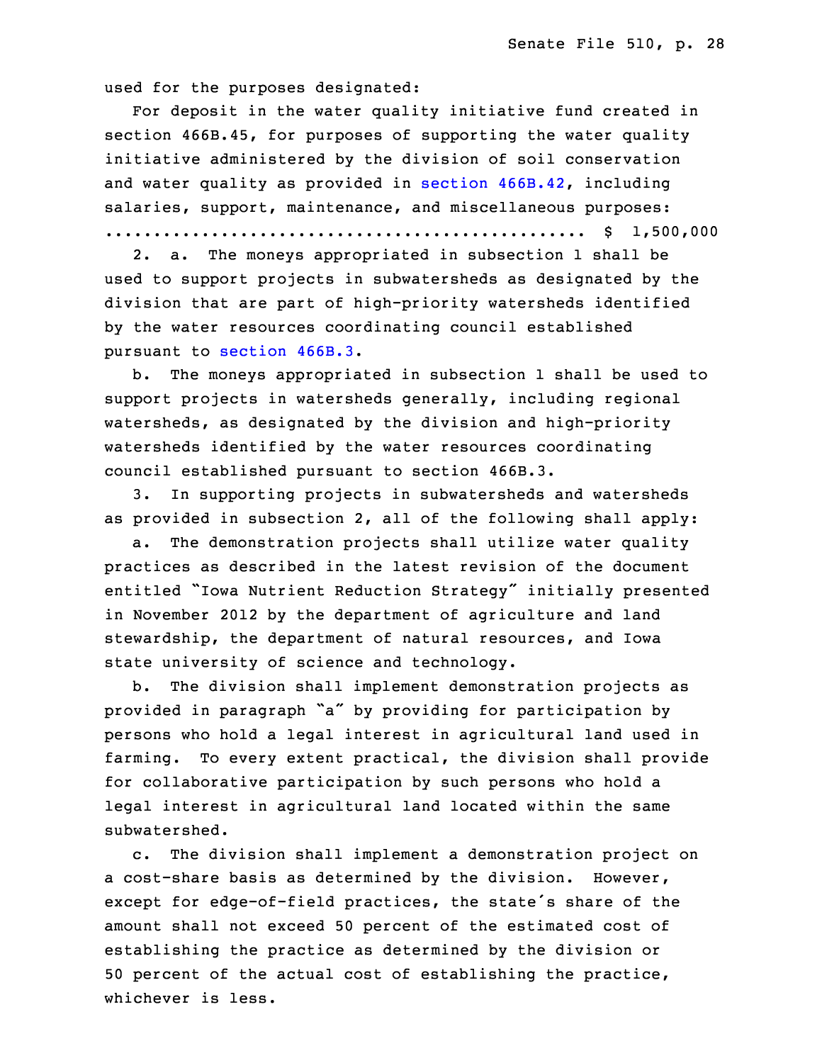used for the purposes designated:

For deposit in the water quality initiative fund created in section 466B.45, for purposes of supporting the water quality initiative administered by the division of soil conservation and water quality as provided in section 466B.42, including salaries, support, maintenance, and miscellaneous purposes:
.............................................. $ 1,500,000

2. a. The moneys appropriated in subsection 1 shall be used to support projects in subwatersheds as designated by the division that are part of high-priority watersheds identified by the water resources coordinating council established pursuant to section 466B.3.

b. The moneys appropriated in subsection 1 shall be used to support projects in watersheds generally, including regional watersheds, as designated by the division and high-priority watersheds identified by the water resources coordinating council established pursuant to section 466B.3.

3. In supporting projects in subwatersheds and watersheds as provided in subsection 2, all of the following shall apply:

a. The demonstration projects shall utilize water quality practices as described in the latest revision of the document entitled "Iowa Nutrient Reduction Strategy" initially presented in November 2012 by the department of agriculture and land stewardship, the department of natural resources, and Iowa state university of science and technology.

b. The division shall implement demonstration projects as provided in paragraph "a" by providing for participation by persons who hold a legal interest in agricultural land used in farming. To every extent practical, the division shall provide for collaborative participation by such persons who hold a legal interest in agricultural land located within the same subwatershed.

c. The division shall implement a demonstration project on a cost-share basis as determined by the division. However, except for edge-of-field practices, the state's share of the amount shall not exceed 50 percent of the estimated cost of establishing the practice as determined by the division or 50 percent of the actual cost of establishing the practice, whichever is less.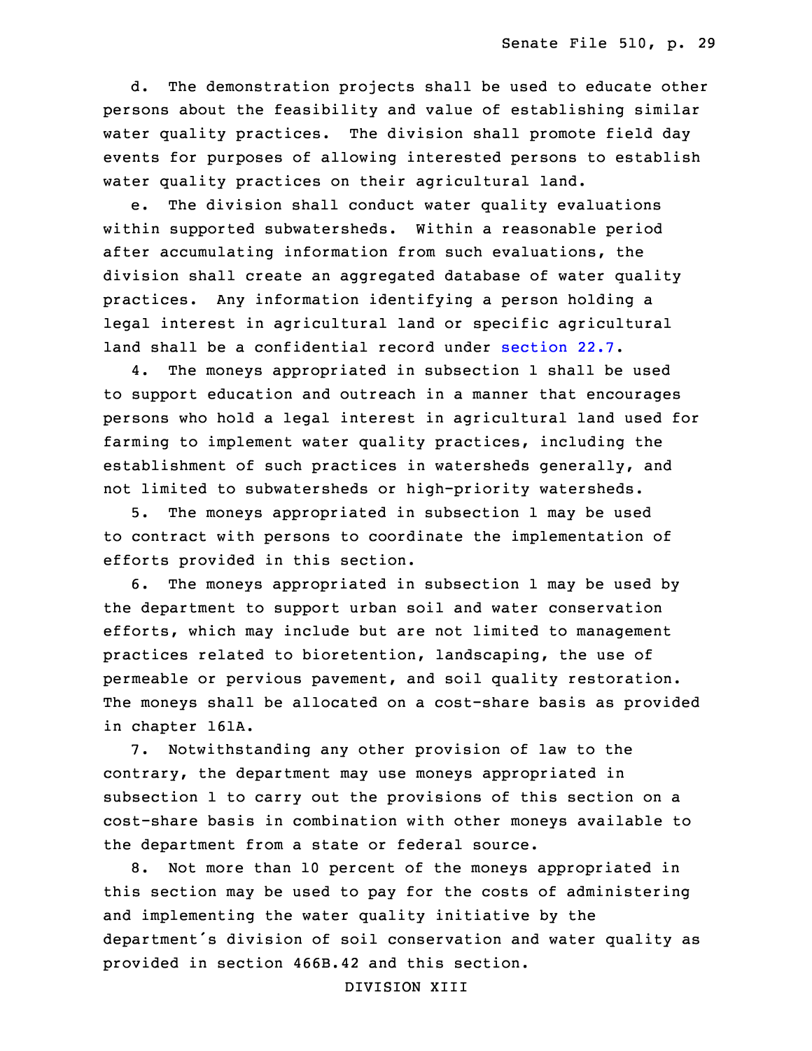d. The demonstration projects shall be used to educate other persons about the feasibility and value of establishing similar water quality practices. The division shall promote field day events for purposes of allowing interested persons to establish water quality practices on their agricultural land.

e. The division shall conduct water quality evaluations within supported subwatersheds. Within a reasonable period after accumulating information from such evaluations, the division shall create an aggregated database of water quality practices. Any information identifying a person holding a legal interest in agricultural land or specific agricultural land shall be a confidential record under section 22.7.

4. The moneys appropriated in subsection 1 shall be used to support education and outreach in a manner that encourages persons who hold a legal interest in agricultural land used for farming to implement water quality practices, including the establishment of such practices in watersheds generally, and not limited to subwatersheds or high-priority watersheds.

5. The moneys appropriated in subsection 1 may be used to contract with persons to coordinate the implementation of efforts provided in this section.

6. The moneys appropriated in subsection 1 may be used by the department to support urban soil and water conservation efforts, which may include but are not limited to management practices related to bioretention, landscaping, the use of permeable or pervious pavement, and soil quality restoration. The moneys shall be allocated on a cost-share basis as provided in chapter 161A.

7. Notwithstanding any other provision of law to the contrary, the department may use moneys appropriated in subsection 1 to carry out the provisions of this section on a cost-share basis in combination with other moneys available to the department from a state or federal source.

8. Not more than 10 percent of the moneys appropriated in this section may be used to pay for the costs of administering and implementing the water quality initiative by the department's division of soil conservation and water quality as provided in section 466B.42 and this section.

DIVISION XIII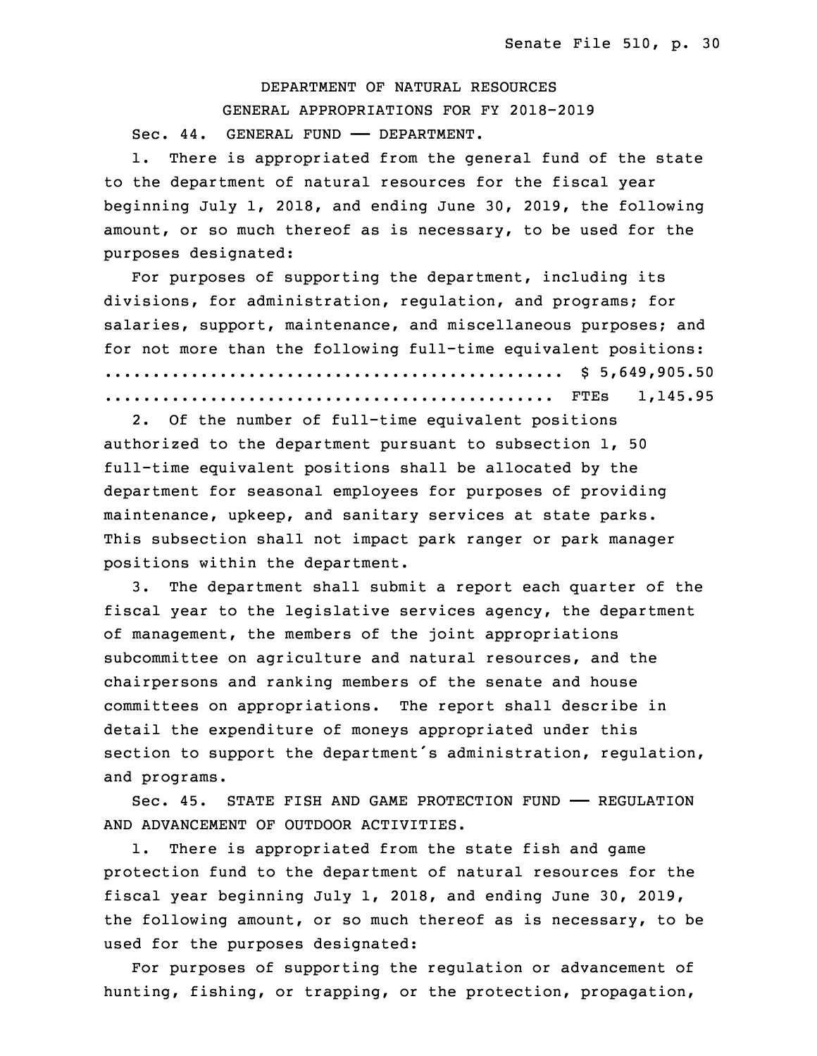DEPARTMENT OF NATURAL RESOURCES
GENERAL APPROPRIATIONS FOR FY 2018-2019

Sec. 44. GENERAL FUND —— DEPARTMENT.

1. There is appropriated from the general fund of the state to the department of natural resources for the fiscal year beginning July 1, 2018, and ending June 30, 2019, the following amount, or so much thereof as is necessary, to be used for the purposes designated:

For purposes of supporting the department, including its divisions, for administration, regulation, and programs; for salaries, support, maintenance, and miscellaneous purposes; and for not more than the following full-time equivalent positions:

.............................................. $ 5,649,905.50
.............................................. FTEs 1,145.95

2. Of the number of full-time equivalent positions authorized to the department pursuant to subsection 1, 50 full-time equivalent positions shall be allocated by the department for seasonal employees for purposes of providing maintenance, upkeep, and sanitary services at state parks. This subsection shall not impact park ranger or park manager positions within the department.

3. The department shall submit a report each quarter of the fiscal year to the legislative services agency, the department of management, the members of the joint appropriations subcommittee on agriculture and natural resources, and the chairpersons and ranking members of the senate and house committees on appropriations. The report shall describe in detail the expenditure of moneys appropriated under this section to support the department's administration, regulation, and programs.

Sec. 45. STATE FISH AND GAME PROTECTION FUND —— REGULATION AND ADVANCEMENT OF OUTDOOR ACTIVITIES.

1. There is appropriated from the state fish and game protection fund to the department of natural resources for the fiscal year beginning July 1, 2018, and ending June 30, 2019, the following amount, or so much thereof as is necessary, to be used for the purposes designated:

For purposes of supporting the regulation or advancement of hunting, fishing, or trapping, or the protection, propagation,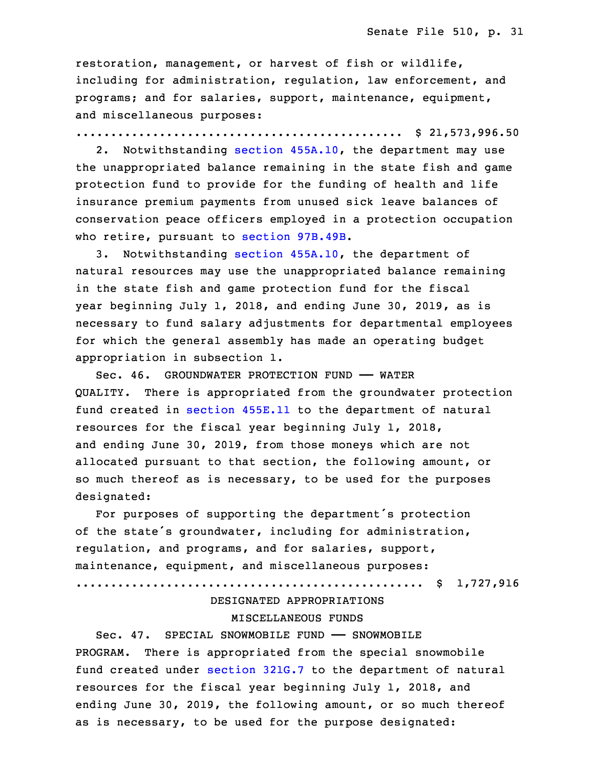restoration, management, or harvest of fish or wildlife, including for administration, regulation, law enforcement, and programs; and for salaries, support, maintenance, equipment, and miscellaneous purposes:

.............................................. $ 21,573,996.50

2. Notwithstanding section 455A.10, the department may use the unappropriated balance remaining in the state fish and game protection fund to provide for the funding of health and life insurance premium payments from unused sick leave balances of conservation peace officers employed in a protection occupation who retire, pursuant to section 97B.49B.

3. Notwithstanding section 455A.10, the department of natural resources may use the unappropriated balance remaining in the state fish and game protection fund for the fiscal year beginning July 1, 2018, and ending June 30, 2019, as is necessary to fund salary adjustments for departmental employees for which the general assembly has made an operating budget appropriation in subsection 1.

Sec. 46. GROUNDWATER PROTECTION FUND —— WATER QUALITY. There is appropriated from the groundwater protection fund created in section 455E.11 to the department of natural resources for the fiscal year beginning July 1, 2018, and ending June 30, 2019, from those moneys which are not allocated pursuant to that section, the following amount, or so much thereof as is necessary, to be used for the purposes designated:

For purposes of supporting the department's protection of the state's groundwater, including for administration, regulation, and programs, and for salaries, support, maintenance, equipment, and miscellaneous purposes:

.................................................. $ 1,727,916

DESIGNATED APPROPRIATIONS

MISCELLANEOUS FUNDS

Sec. 47. SPECIAL SNOWMOBILE FUND —— SNOWMOBILE PROGRAM. There is appropriated from the special snowmobile fund created under section 321G.7 to the department of natural resources for the fiscal year beginning July 1, 2018, and ending June 30, 2019, the following amount, or so much thereof as is necessary, to be used for the purpose designated: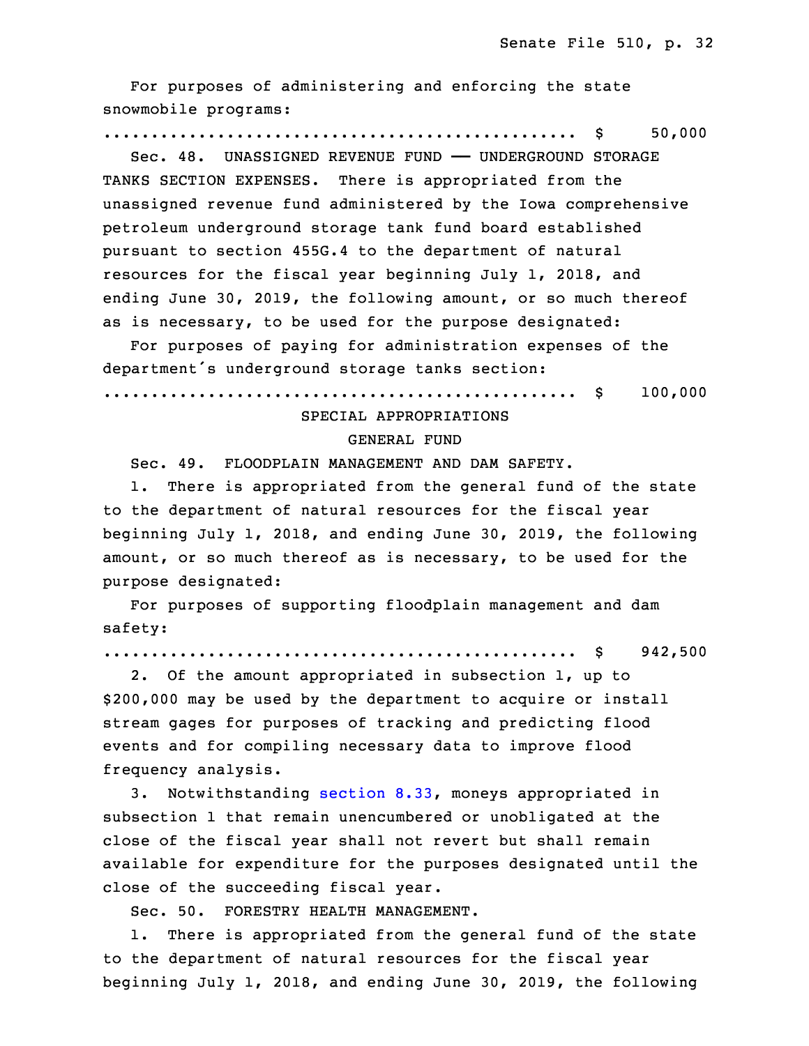For purposes of administering and enforcing the state snowmobile programs:

.................................................. $ 50,000

Sec. 48. UNASSIGNED REVENUE FUND —— UNDERGROUND STORAGE TANKS SECTION EXPENSES. There is appropriated from the unassigned revenue fund administered by the Iowa comprehensive petroleum underground storage tank fund board established pursuant to section 455G.4 to the department of natural resources for the fiscal year beginning July 1, 2018, and ending June 30, 2019, the following amount, or so much thereof as is necessary, to be used for the purpose designated:

For purposes of paying for administration expenses of the department's underground storage tanks section:

.................................................. $ 100,000

SPECIAL APPROPRIATIONS

GENERAL FUND

Sec. 49. FLOODPLAIN MANAGEMENT AND DAM SAFETY.

1. There is appropriated from the general fund of the state to the department of natural resources for the fiscal year beginning July 1, 2018, and ending June 30, 2019, the following amount, or so much thereof as is necessary, to be used for the purpose designated:

For purposes of supporting floodplain management and dam safety:

.................................................. $ 942,500

2. Of the amount appropriated in subsection 1, up to $200,000 may be used by the department to acquire or install stream gages for purposes of tracking and predicting flood events and for compiling necessary data to improve flood frequency analysis.

3. Notwithstanding section 8.33, moneys appropriated in subsection 1 that remain unencumbered or unobligated at the close of the fiscal year shall not revert but shall remain available for expenditure for the purposes designated until the close of the succeeding fiscal year.

Sec. 50. FORESTRY HEALTH MANAGEMENT.

1. There is appropriated from the general fund of the state to the department of natural resources for the fiscal year beginning July 1, 2018, and ending June 30, 2019, the following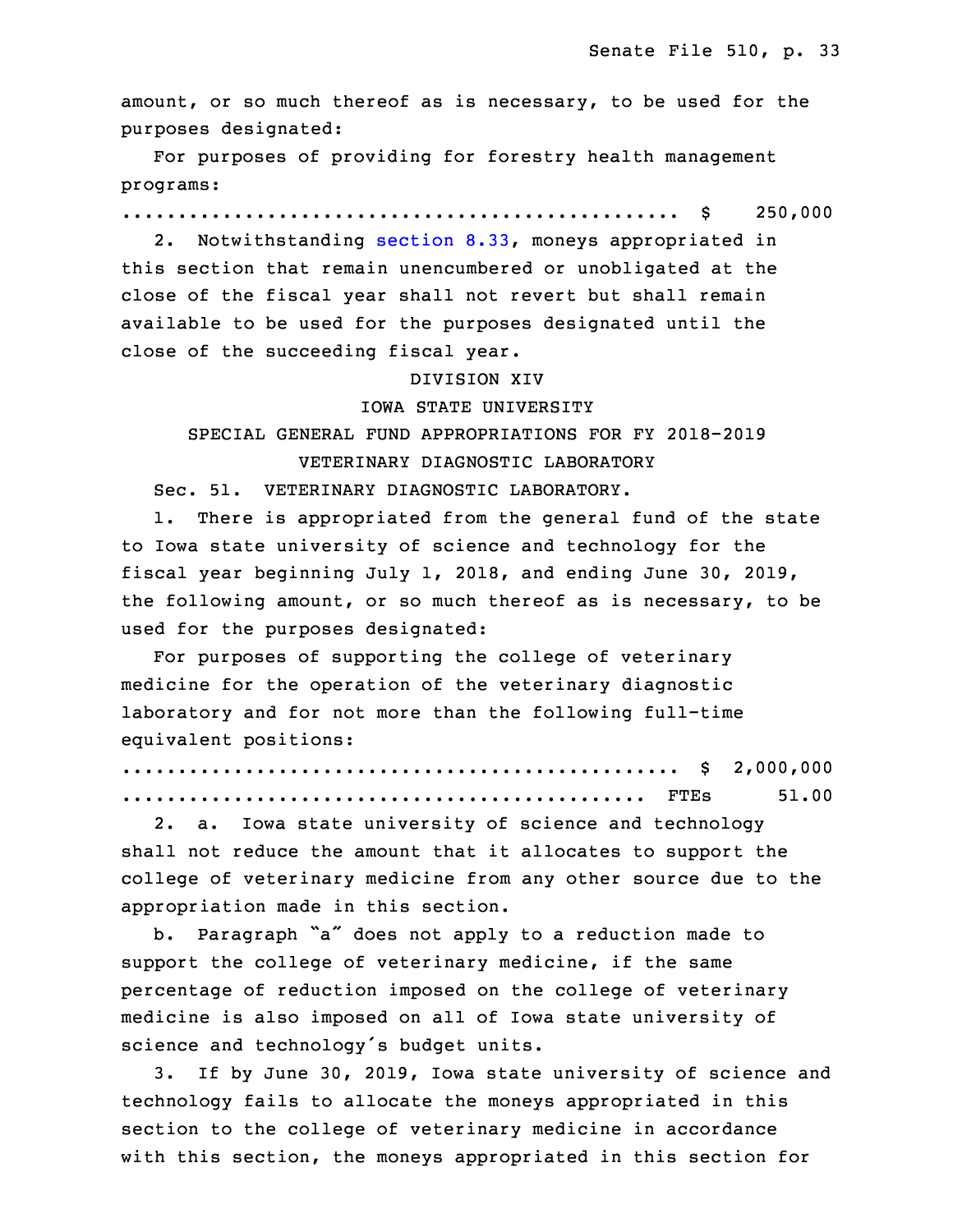amount, or so much thereof as is necessary, to be used for the purposes designated:

For purposes of providing for forestry health management programs:

.................................................. $ 250,000

2. Notwithstanding section 8.33, moneys appropriated in this section that remain unencumbered or unobligated at the close of the fiscal year shall not revert but shall remain available to be used for the purposes designated until the close of the succeeding fiscal year.

DIVISION XIV

IOWA STATE UNIVERSITY

SPECIAL GENERAL FUND APPROPRIATIONS FOR FY 2018-2019

VETERINARY DIAGNOSTIC LABORATORY

Sec. 51. VETERINARY DIAGNOSTIC LABORATORY.

1. There is appropriated from the general fund of the state to Iowa state university of science and technology for the fiscal year beginning July 1, 2018, and ending June 30, 2019, the following amount, or so much thereof as is necessary, to be used for the purposes designated:

For purposes of supporting the college of veterinary medicine for the operation of the veterinary diagnostic laboratory and for not more than the following full-time equivalent positions:

.................................................. $ 2,000,000

............................................... FTEs 51.00

2. a. Iowa state university of science and technology shall not reduce the amount that it allocates to support the college of veterinary medicine from any other source due to the appropriation made in this section.

b. Paragraph "a" does not apply to a reduction made to support the college of veterinary medicine, if the same percentage of reduction imposed on the college of veterinary medicine is also imposed on all of Iowa state university of science and technology's budget units.

3. If by June 30, 2019, Iowa state university of science and technology fails to allocate the moneys appropriated in this section to the college of veterinary medicine in accordance with this section, the moneys appropriated in this section for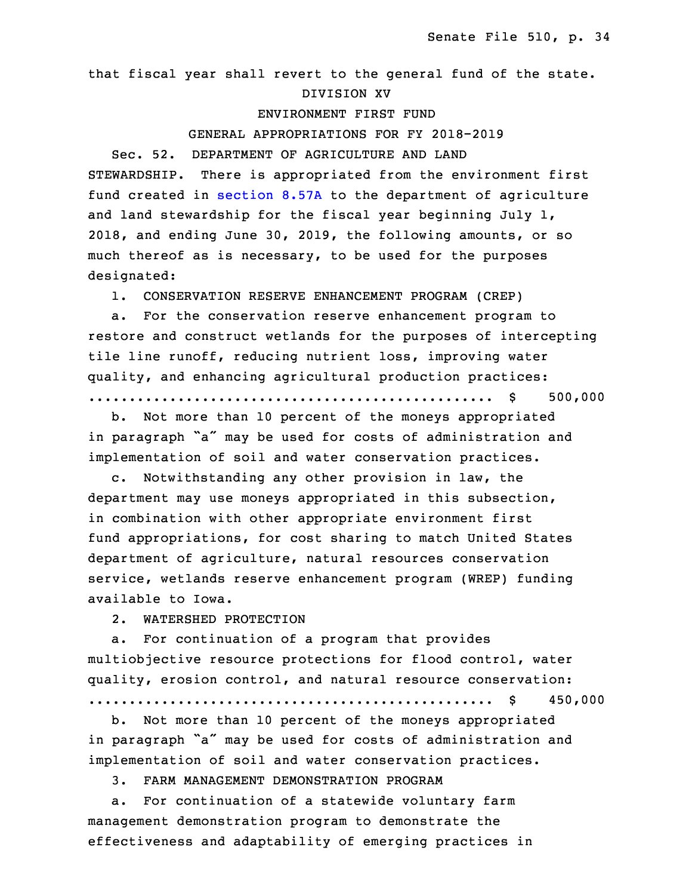that fiscal year shall revert to the general fund of the state.

DIVISION XV

ENVIRONMENT FIRST FUND

GENERAL APPROPRIATIONS FOR FY 2018-2019

Sec. 52. DEPARTMENT OF AGRICULTURE AND LAND STEWARDSHIP. There is appropriated from the environment first fund created in section 8.57A to the department of agriculture and land stewardship for the fiscal year beginning July 1, 2018, and ending June 30, 2019, the following amounts, or so much thereof as is necessary, to be used for the purposes designated:

1. CONSERVATION RESERVE ENHANCEMENT PROGRAM (CREP)

a. For the conservation reserve enhancement program to restore and construct wetlands for the purposes of intercepting tile line runoff, reducing nutrient loss, improving water quality, and enhancing agricultural production practices:
.................................................. $ 500,000

b. Not more than 10 percent of the moneys appropriated in paragraph "a" may be used for costs of administration and implementation of soil and water conservation practices.

c. Notwithstanding any other provision in law, the department may use moneys appropriated in this subsection, in combination with other appropriate environment first fund appropriations, for cost sharing to match United States department of agriculture, natural resources conservation service, wetlands reserve enhancement program (WREP) funding available to Iowa.

2. WATERSHED PROTECTION

a. For continuation of a program that provides multiobjective resource protections for flood control, water quality, erosion control, and natural resource conservation:
.................................................. $ 450,000

b. Not more than 10 percent of the moneys appropriated in paragraph "a" may be used for costs of administration and implementation of soil and water conservation practices.

3. FARM MANAGEMENT DEMONSTRATION PROGRAM

a. For continuation of a statewide voluntary farm management demonstration program to demonstrate the effectiveness and adaptability of emerging practices in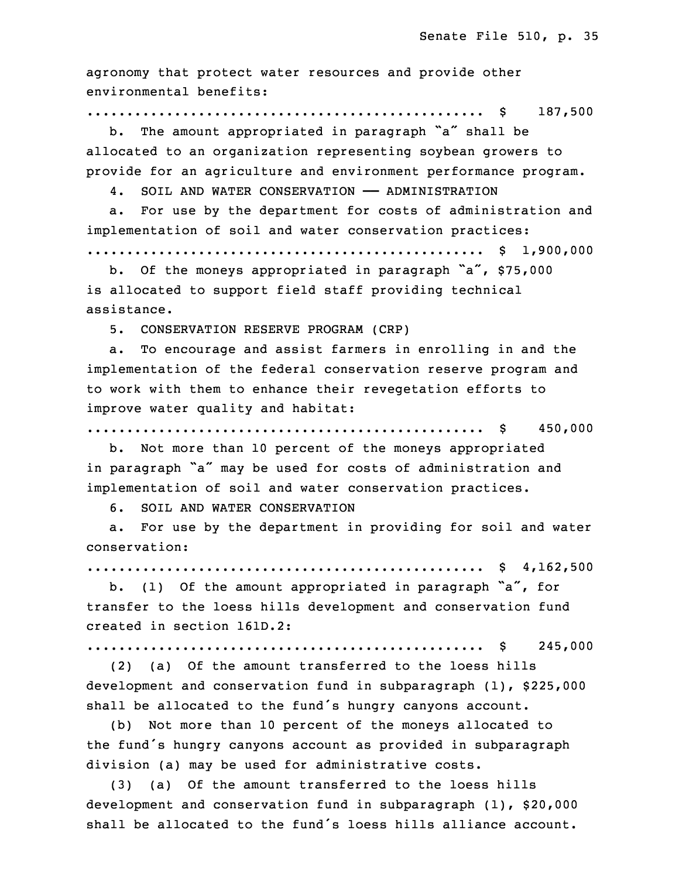agronomy that protect water resources and provide other environmental benefits:

.................................................. $ 187,500

b. The amount appropriated in paragraph "a" shall be allocated to an organization representing soybean growers to provide for an agriculture and environment performance program.

4. SOIL AND WATER CONSERVATION —— ADMINISTRATION

a. For use by the department for costs of administration and implementation of soil and water conservation practices:

.................................................. $ 1,900,000

b. Of the moneys appropriated in paragraph "a", $75,000 is allocated to support field staff providing technical assistance.

5. CONSERVATION RESERVE PROGRAM (CRP)

a. To encourage and assist farmers in enrolling in and the implementation of the federal conservation reserve program and to work with them to enhance their revegetation efforts to improve water quality and habitat:

.................................................. $ 450,000

b. Not more than 10 percent of the moneys appropriated in paragraph "a" may be used for costs of administration and implementation of soil and water conservation practices.

6. SOIL AND WATER CONSERVATION

a. For use by the department in providing for soil and water conservation:

.................................................. $ 4,162,500

b. (1) Of the amount appropriated in paragraph "a", for transfer to the loess hills development and conservation fund created in section 161D.2:

.................................................. $ 245,000

(2) (a) Of the amount transferred to the loess hills development and conservation fund in subparagraph (1), $225,000 shall be allocated to the fund's hungry canyons account.

(b) Not more than 10 percent of the moneys allocated to the fund's hungry canyons account as provided in subparagraph division (a) may be used for administrative costs.

(3) (a) Of the amount transferred to the loess hills development and conservation fund in subparagraph (1), $20,000 shall be allocated to the fund's loess hills alliance account.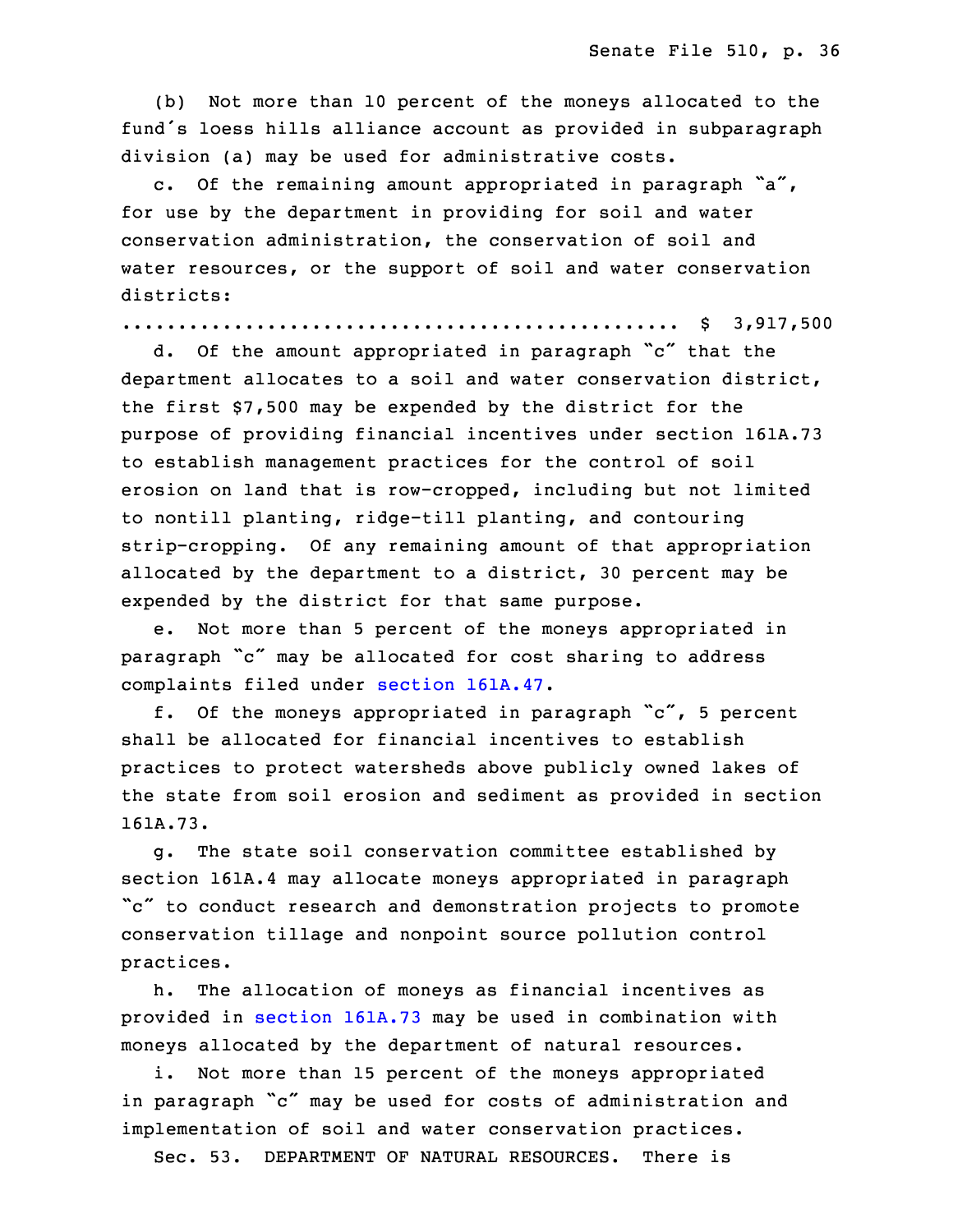(b) Not more than 10 percent of the moneys allocated to the fund's loess hills alliance account as provided in subparagraph division (a) may be used for administrative costs.

c. Of the remaining amount appropriated in paragraph "a", for use by the department in providing for soil and water conservation administration, the conservation of soil and water resources, or the support of soil and water conservation districts:

.................................................. $ 3,917,500

d. Of the amount appropriated in paragraph "c" that the department allocates to a soil and water conservation district, the first $7,500 may be expended by the district for the purpose of providing financial incentives under section 161A.73 to establish management practices for the control of soil erosion on land that is row-cropped, including but not limited to nontill planting, ridge-till planting, and contouring strip-cropping. Of any remaining amount of that appropriation allocated by the department to a district, 30 percent may be expended by the district for that same purpose.

e. Not more than 5 percent of the moneys appropriated in paragraph "c" may be allocated for cost sharing to address complaints filed under section 161A.47.

f. Of the moneys appropriated in paragraph "c", 5 percent shall be allocated for financial incentives to establish practices to protect watersheds above publicly owned lakes of the state from soil erosion and sediment as provided in section 161A.73.

g. The state soil conservation committee established by section 161A.4 may allocate moneys appropriated in paragraph "c" to conduct research and demonstration projects to promote conservation tillage and nonpoint source pollution control practices.

h. The allocation of moneys as financial incentives as provided in section 161A.73 may be used in combination with moneys allocated by the department of natural resources.

i. Not more than 15 percent of the moneys appropriated in paragraph "c" may be used for costs of administration and implementation of soil and water conservation practices.

Sec. 53. DEPARTMENT OF NATURAL RESOURCES. There is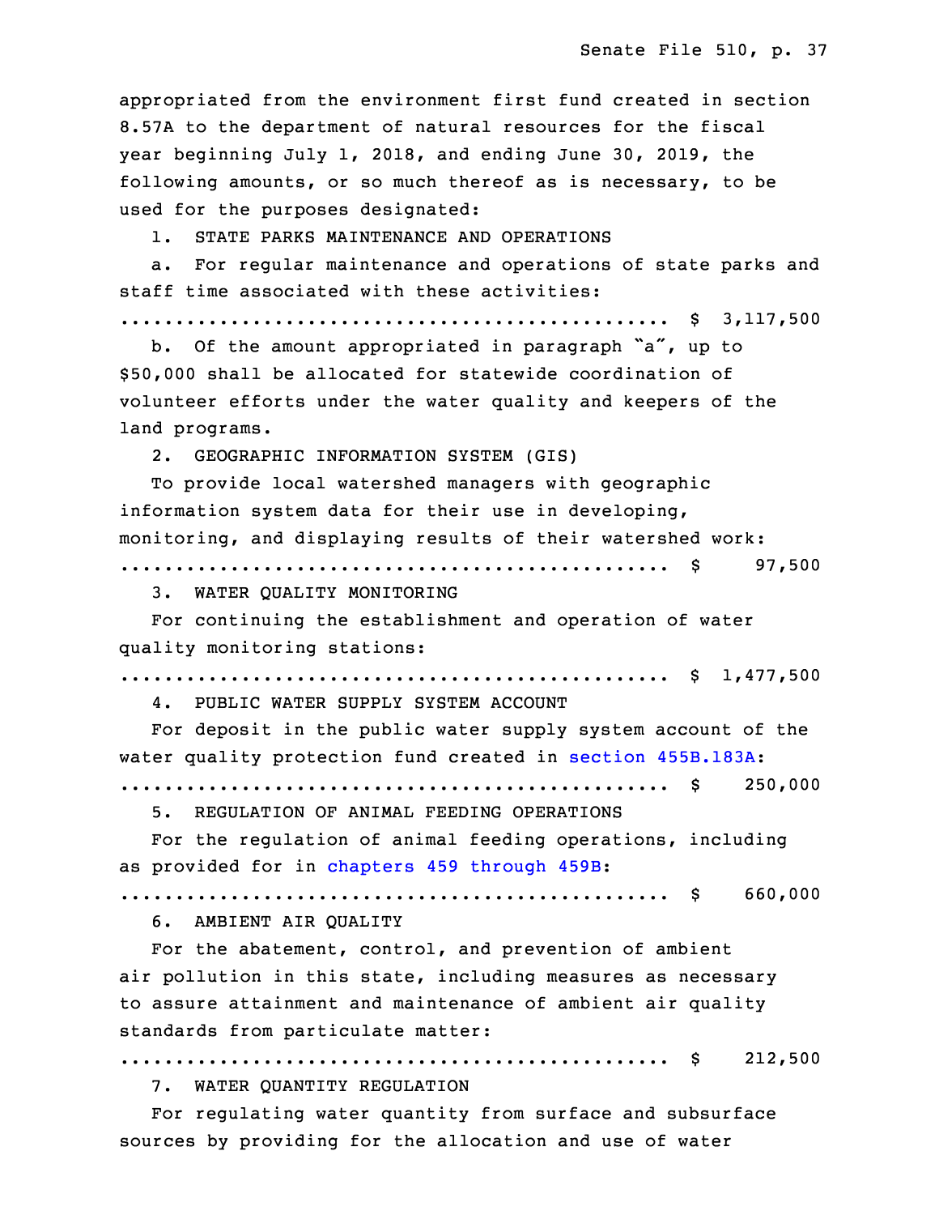appropriated from the environment first fund created in section 8.57A to the department of natural resources for the fiscal year beginning July 1, 2018, and ending June 30, 2019, the following amounts, or so much thereof as is necessary, to be used for the purposes designated:

1. STATE PARKS MAINTENANCE AND OPERATIONS

a. For regular maintenance and operations of state parks and staff time associated with these activities:

.................................................. $ 3,117,500

b. Of the amount appropriated in paragraph "a", up to $50,000 shall be allocated for statewide coordination of volunteer efforts under the water quality and keepers of the land programs.

2. GEOGRAPHIC INFORMATION SYSTEM (GIS)

To provide local watershed managers with geographic information system data for their use in developing, monitoring, and displaying results of their watershed work:

.................................................. $ 97,500

3. WATER QUALITY MONITORING

For continuing the establishment and operation of water quality monitoring stations:

.................................................. $ 1,477,500

4. PUBLIC WATER SUPPLY SYSTEM ACCOUNT

For deposit in the public water supply system account of the water quality protection fund created in section 455B.183A:

.................................................. $ 250,000

5. REGULATION OF ANIMAL FEEDING OPERATIONS

For the regulation of animal feeding operations, including as provided for in chapters 459 through 459B:

.................................................. $ 660,000

6. AMBIENT AIR QUALITY

For the abatement, control, and prevention of ambient air pollution in this state, including measures as necessary to assure attainment and maintenance of ambient air quality standards from particulate matter:

.................................................. $ 212,500

7. WATER QUANTITY REGULATION

For regulating water quantity from surface and subsurface sources by providing for the allocation and use of water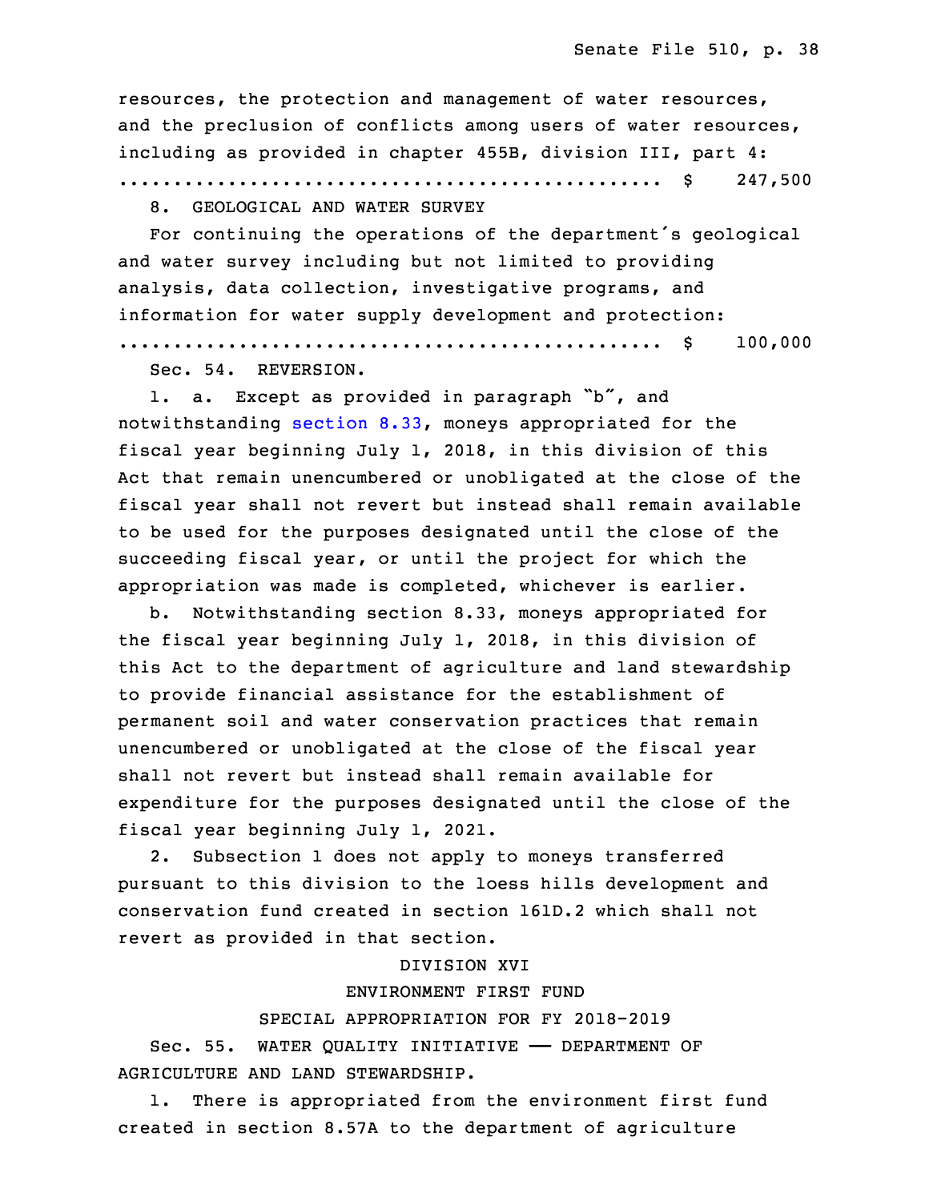resources, the protection and management of water resources, and the preclusion of conflicts among users of water resources, including as provided in chapter 455B, division III, part 4:
.................................................. $ 247,500

8. GEOLOGICAL AND WATER SURVEY

For continuing the operations of the department's geological and water survey including but not limited to providing analysis, data collection, investigative programs, and information for water supply development and protection:
.................................................. $ 100,000

Sec. 54. REVERSION.

1. a. Except as provided in paragraph "b", and notwithstanding section 8.33, moneys appropriated for the fiscal year beginning July 1, 2018, in this division of this Act that remain unencumbered or unobligated at the close of the fiscal year shall not revert but instead shall remain available to be used for the purposes designated until the close of the succeeding fiscal year, or until the project for which the appropriation was made is completed, whichever is earlier.

b. Notwithstanding section 8.33, moneys appropriated for the fiscal year beginning July 1, 2018, in this division of this Act to the department of agriculture and land stewardship to provide financial assistance for the establishment of permanent soil and water conservation practices that remain unencumbered or unobligated at the close of the fiscal year shall not revert but instead shall remain available for expenditure for the purposes designated until the close of the fiscal year beginning July 1, 2021.

2. Subsection 1 does not apply to moneys transferred pursuant to this division to the loess hills development and conservation fund created in section 161D.2 which shall not revert as provided in that section.

DIVISION XVI

ENVIRONMENT FIRST FUND

SPECIAL APPROPRIATION FOR FY 2018-2019

Sec. 55. WATER QUALITY INITIATIVE —— DEPARTMENT OF AGRICULTURE AND LAND STEWARDSHIP.

1. There is appropriated from the environment first fund created in section 8.57A to the department of agriculture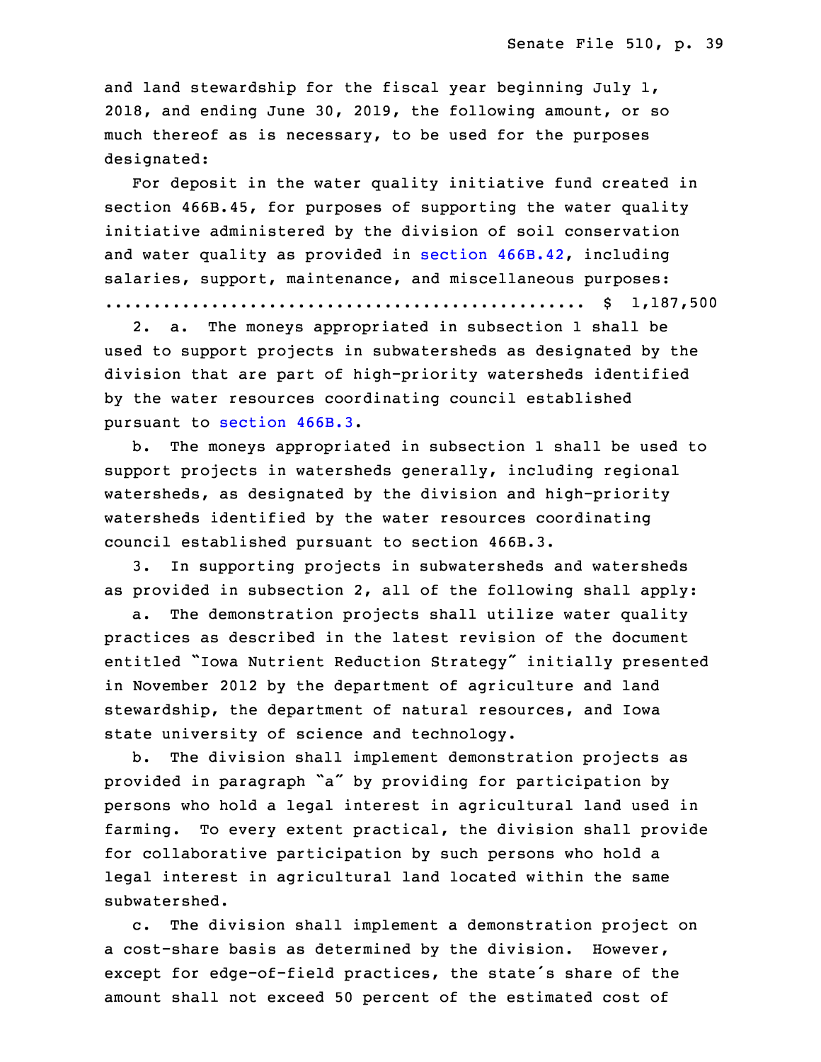and land stewardship for the fiscal year beginning July 1, 2018, and ending June 30, 2019, the following amount, or so much thereof as is necessary, to be used for the purposes designated:

For deposit in the water quality initiative fund created in section 466B.45, for purposes of supporting the water quality initiative administered by the division of soil conservation and water quality as provided in section 466B.42, including salaries, support, maintenance, and miscellaneous purposes:
.................................................. $ 1,187,500

2. a. The moneys appropriated in subsection 1 shall be used to support projects in subwatersheds as designated by the division that are part of high-priority watersheds identified by the water resources coordinating council established pursuant to section 466B.3.

b. The moneys appropriated in subsection 1 shall be used to support projects in watersheds generally, including regional watersheds, as designated by the division and high-priority watersheds identified by the water resources coordinating council established pursuant to section 466B.3.

3. In supporting projects in subwatersheds and watersheds as provided in subsection 2, all of the following shall apply:

a. The demonstration projects shall utilize water quality practices as described in the latest revision of the document entitled "Iowa Nutrient Reduction Strategy" initially presented in November 2012 by the department of agriculture and land stewardship, the department of natural resources, and Iowa state university of science and technology.

b. The division shall implement demonstration projects as provided in paragraph "a" by providing for participation by persons who hold a legal interest in agricultural land used in farming. To every extent practical, the division shall provide for collaborative participation by such persons who hold a legal interest in agricultural land located within the same subwatershed.

c. The division shall implement a demonstration project on a cost-share basis as determined by the division. However, except for edge-of-field practices, the state's share of the amount shall not exceed 50 percent of the estimated cost of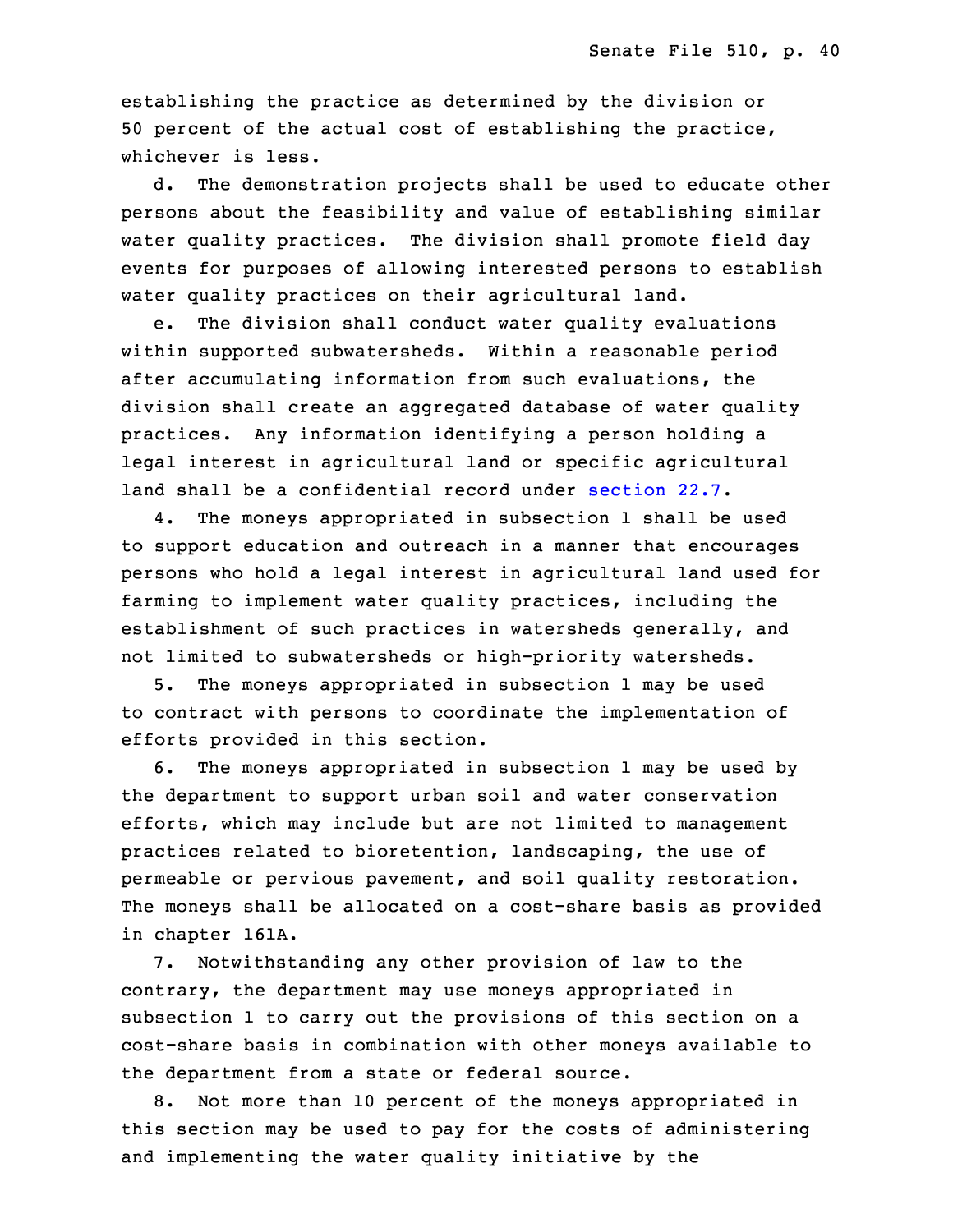establishing the practice as determined by the division or 50 percent of the actual cost of establishing the practice, whichever is less.

d. The demonstration projects shall be used to educate other persons about the feasibility and value of establishing similar water quality practices. The division shall promote field day events for purposes of allowing interested persons to establish water quality practices on their agricultural land.

e. The division shall conduct water quality evaluations within supported subwatersheds. Within a reasonable period after accumulating information from such evaluations, the division shall create an aggregated database of water quality practices. Any information identifying a person holding a legal interest in agricultural land or specific agricultural land shall be a confidential record under section 22.7.

4. The moneys appropriated in subsection 1 shall be used to support education and outreach in a manner that encourages persons who hold a legal interest in agricultural land used for farming to implement water quality practices, including the establishment of such practices in watersheds generally, and not limited to subwatersheds or high-priority watersheds.

5. The moneys appropriated in subsection 1 may be used to contract with persons to coordinate the implementation of efforts provided in this section.

6. The moneys appropriated in subsection 1 may be used by the department to support urban soil and water conservation efforts, which may include but are not limited to management practices related to bioretention, landscaping, the use of permeable or pervious pavement, and soil quality restoration. The moneys shall be allocated on a cost-share basis as provided in chapter 161A.

7. Notwithstanding any other provision of law to the contrary, the department may use moneys appropriated in subsection 1 to carry out the provisions of this section on a cost-share basis in combination with other moneys available to the department from a state or federal source.

8. Not more than 10 percent of the moneys appropriated in this section may be used to pay for the costs of administering and implementing the water quality initiative by the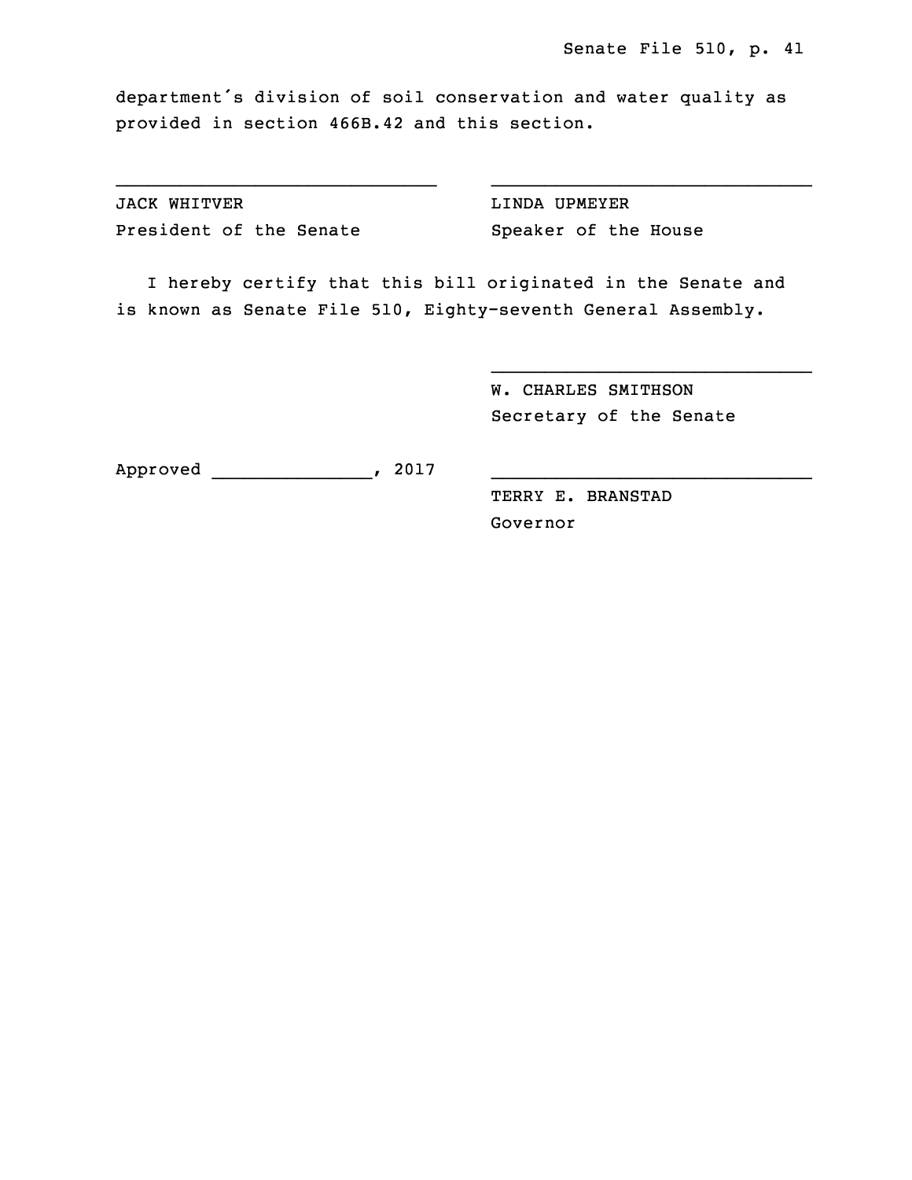department's division of soil conservation and water quality as provided in section 466B.42 and this section.

\_\_\_\_\_\_\_\_\_\_\_\_\_\_\_\_\_\_\_\_\_\_\_\_\_\_\_\_\_\_

JACK WHITVER
President of the Senate

\_\_\_\_\_\_\_\_\_\_\_\_\_\_\_\_\_\_\_\_\_\_\_\_\_\_\_\_\_\_

LINDA UPMEYER
Speaker of the House

I hereby certify that this bill originated in the Senate and is known as Senate File 510, Eighty-seventh General Assembly.

\_\_\_\_\_\_\_\_\_\_\_\_\_\_\_\_\_\_\_\_\_\_\_\_\_\_\_\_\_\_

W. CHARLES SMITHSON
Secretary of the Senate

Approved \_\_\_\_\_\_\_\_\_\_\_\_\_\_\_, 2017

\_\_\_\_\_\_\_\_\_\_\_\_\_\_\_\_\_\_\_\_\_\_\_\_\_\_\_\_\_\_

TERRY E. BRANSTAD
Governor